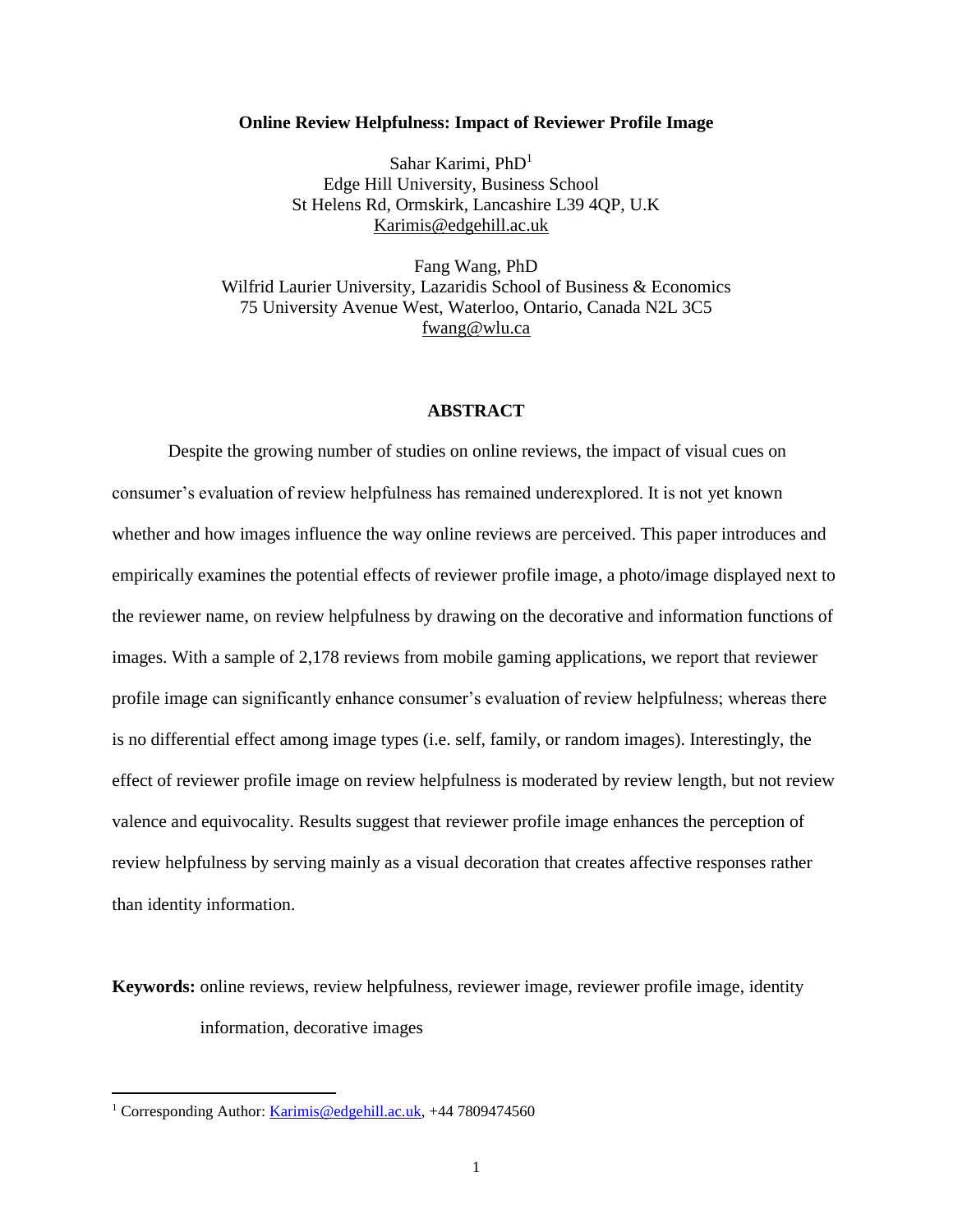# Online Review Helpfulness: Impact of Reviewer Profile Image

Sahar Karimi, PhD[1]
Edge Hill University, Business School
St Helens Rd, Ormskirk, Lancashire L39 4QP, U.K
Karimis@edgehill.ac.uk

Fang Wang, PhD
Wilfrid Laurier University, Lazaridis School of Business & Economics
75 University Avenue West, Waterloo, Ontario, Canada N2L 3C5
fwang@wlu.ca

## ABSTRACT

Despite the growing number of studies on online reviews, the impact of visual cues on consumer's evaluation of review helpfulness has remained underexplored. It is not yet known whether and how images influence the way online reviews are perceived. This paper introduces and empirically examines the potential effects of reviewer profile image, a photo/image displayed next to the reviewer name, on review helpfulness by drawing on the decorative and information functions of images. With a sample of 2,178 reviews from mobile gaming applications, we report that reviewer profile image can significantly enhance consumer's evaluation of review helpfulness; whereas there is no differential effect among image types (i.e. self, family, or random images). Interestingly, the effect of reviewer profile image on review helpfulness is moderated by review length, but not review valence and equivocality. Results suggest that reviewer profile image enhances the perception of review helpfulness by serving mainly as a visual decoration that creates affective responses rather than identity information.

**Keywords:** online reviews, review helpfulness, reviewer image, reviewer profile image, identity information, decorative images

[1] Corresponding Author: Karimis@edgehill.ac.uk, +44 7809474560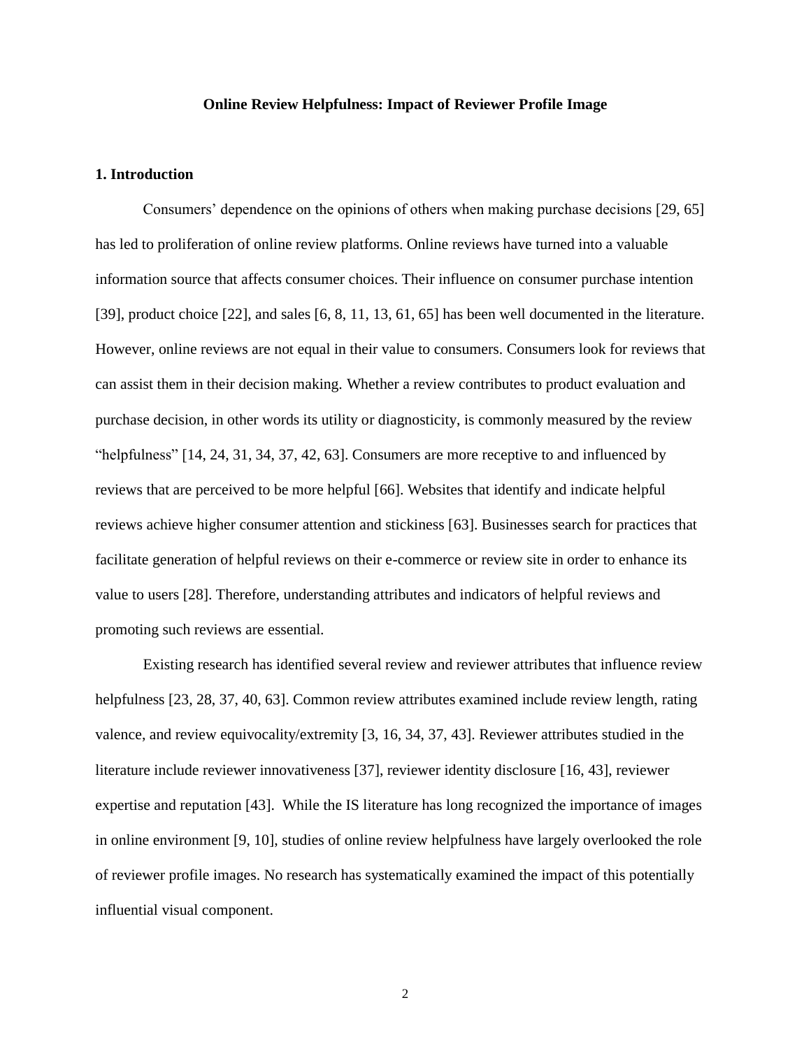**Online Review Helpfulness: Impact of Reviewer Profile Image**

## 1. Introduction

Consumers' dependence on the opinions of others when making purchase decisions [29, 65] has led to proliferation of online review platforms. Online reviews have turned into a valuable information source that affects consumer choices. Their influence on consumer purchase intention [39], product choice [22], and sales [6, 8, 11, 13, 61, 65] has been well documented in the literature. However, online reviews are not equal in their value to consumers. Consumers look for reviews that can assist them in their decision making. Whether a review contributes to product evaluation and purchase decision, in other words its utility or diagnosticity, is commonly measured by the review "helpfulness" [14, 24, 31, 34, 37, 42, 63]. Consumers are more receptive to and influenced by reviews that are perceived to be more helpful [66]. Websites that identify and indicate helpful reviews achieve higher consumer attention and stickiness [63]. Businesses search for practices that facilitate generation of helpful reviews on their e-commerce or review site in order to enhance its value to users [28]. Therefore, understanding attributes and indicators of helpful reviews and promoting such reviews are essential.

Existing research has identified several review and reviewer attributes that influence review helpfulness [23, 28, 37, 40, 63]. Common review attributes examined include review length, rating valence, and review equivocality/extremity [3, 16, 34, 37, 43]. Reviewer attributes studied in the literature include reviewer innovativeness [37], reviewer identity disclosure [16, 43], reviewer expertise and reputation [43]. While the IS literature has long recognized the importance of images in online environment [9, 10], studies of online review helpfulness have largely overlooked the role of reviewer profile images. No research has systematically examined the impact of this potentially influential visual component.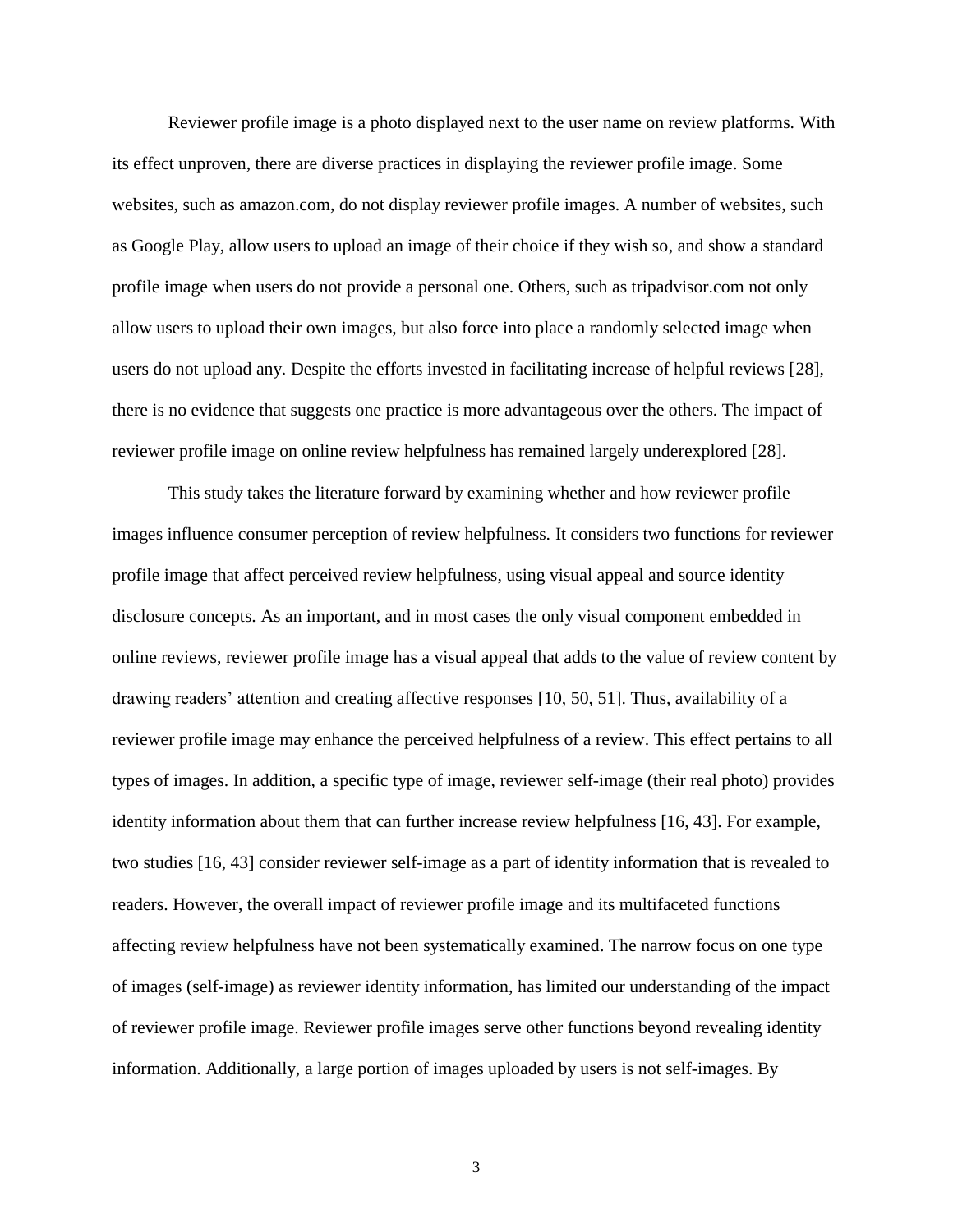Reviewer profile image is a photo displayed next to the user name on review platforms. With its effect unproven, there are diverse practices in displaying the reviewer profile image. Some websites, such as amazon.com, do not display reviewer profile images. A number of websites, such as Google Play, allow users to upload an image of their choice if they wish so, and show a standard profile image when users do not provide a personal one. Others, such as tripadvisor.com not only allow users to upload their own images, but also force into place a randomly selected image when users do not upload any. Despite the efforts invested in facilitating increase of helpful reviews [28], there is no evidence that suggests one practice is more advantageous over the others. The impact of reviewer profile image on online review helpfulness has remained largely underexplored [28].

This study takes the literature forward by examining whether and how reviewer profile images influence consumer perception of review helpfulness. It considers two functions for reviewer profile image that affect perceived review helpfulness, using visual appeal and source identity disclosure concepts. As an important, and in most cases the only visual component embedded in online reviews, reviewer profile image has a visual appeal that adds to the value of review content by drawing readers' attention and creating affective responses [10, 50, 51]. Thus, availability of a reviewer profile image may enhance the perceived helpfulness of a review. This effect pertains to all types of images. In addition, a specific type of image, reviewer self-image (their real photo) provides identity information about them that can further increase review helpfulness [16, 43]. For example, two studies [16, 43] consider reviewer self-image as a part of identity information that is revealed to readers. However, the overall impact of reviewer profile image and its multifaceted functions affecting review helpfulness have not been systematically examined. The narrow focus on one type of images (self-image) as reviewer identity information, has limited our understanding of the impact of reviewer profile image. Reviewer profile images serve other functions beyond revealing identity information. Additionally, a large portion of images uploaded by users is not self-images. By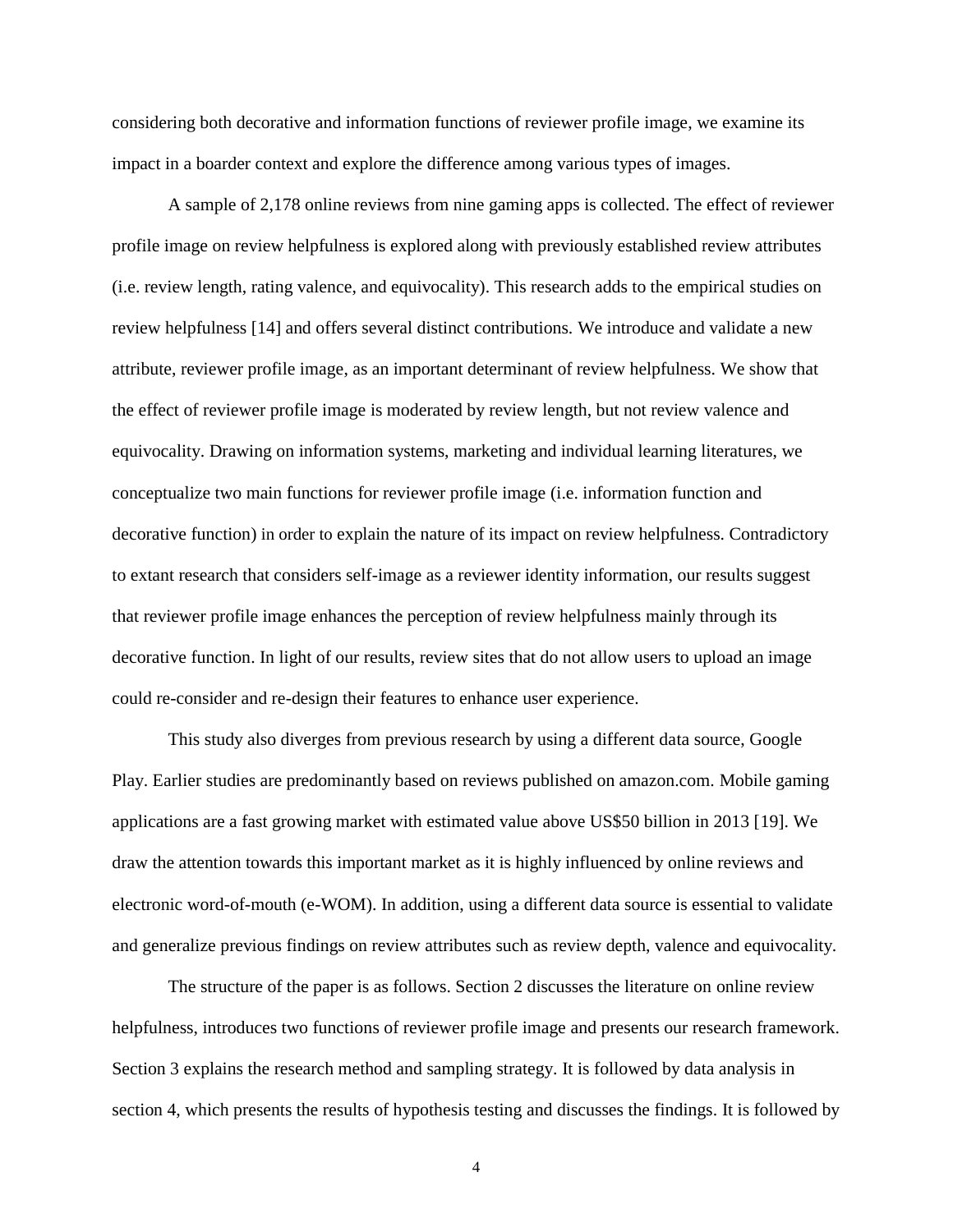considering both decorative and information functions of reviewer profile image, we examine its impact in a boarder context and explore the difference among various types of images.

A sample of 2,178 online reviews from nine gaming apps is collected. The effect of reviewer profile image on review helpfulness is explored along with previously established review attributes (i.e. review length, rating valence, and equivocality). This research adds to the empirical studies on review helpfulness [14] and offers several distinct contributions. We introduce and validate a new attribute, reviewer profile image, as an important determinant of review helpfulness. We show that the effect of reviewer profile image is moderated by review length, but not review valence and equivocality. Drawing on information systems, marketing and individual learning literatures, we conceptualize two main functions for reviewer profile image (i.e. information function and decorative function) in order to explain the nature of its impact on review helpfulness. Contradictory to extant research that considers self-image as a reviewer identity information, our results suggest that reviewer profile image enhances the perception of review helpfulness mainly through its decorative function. In light of our results, review sites that do not allow users to upload an image could re-consider and re-design their features to enhance user experience.

This study also diverges from previous research by using a different data source, Google Play. Earlier studies are predominantly based on reviews published on amazon.com. Mobile gaming applications are a fast growing market with estimated value above US$50 billion in 2013 [19]. We draw the attention towards this important market as it is highly influenced by online reviews and electronic word-of-mouth (e-WOM). In addition, using a different data source is essential to validate and generalize previous findings on review attributes such as review depth, valence and equivocality.

The structure of the paper is as follows. Section 2 discusses the literature on online review helpfulness, introduces two functions of reviewer profile image and presents our research framework. Section 3 explains the research method and sampling strategy. It is followed by data analysis in section 4, which presents the results of hypothesis testing and discusses the findings. It is followed by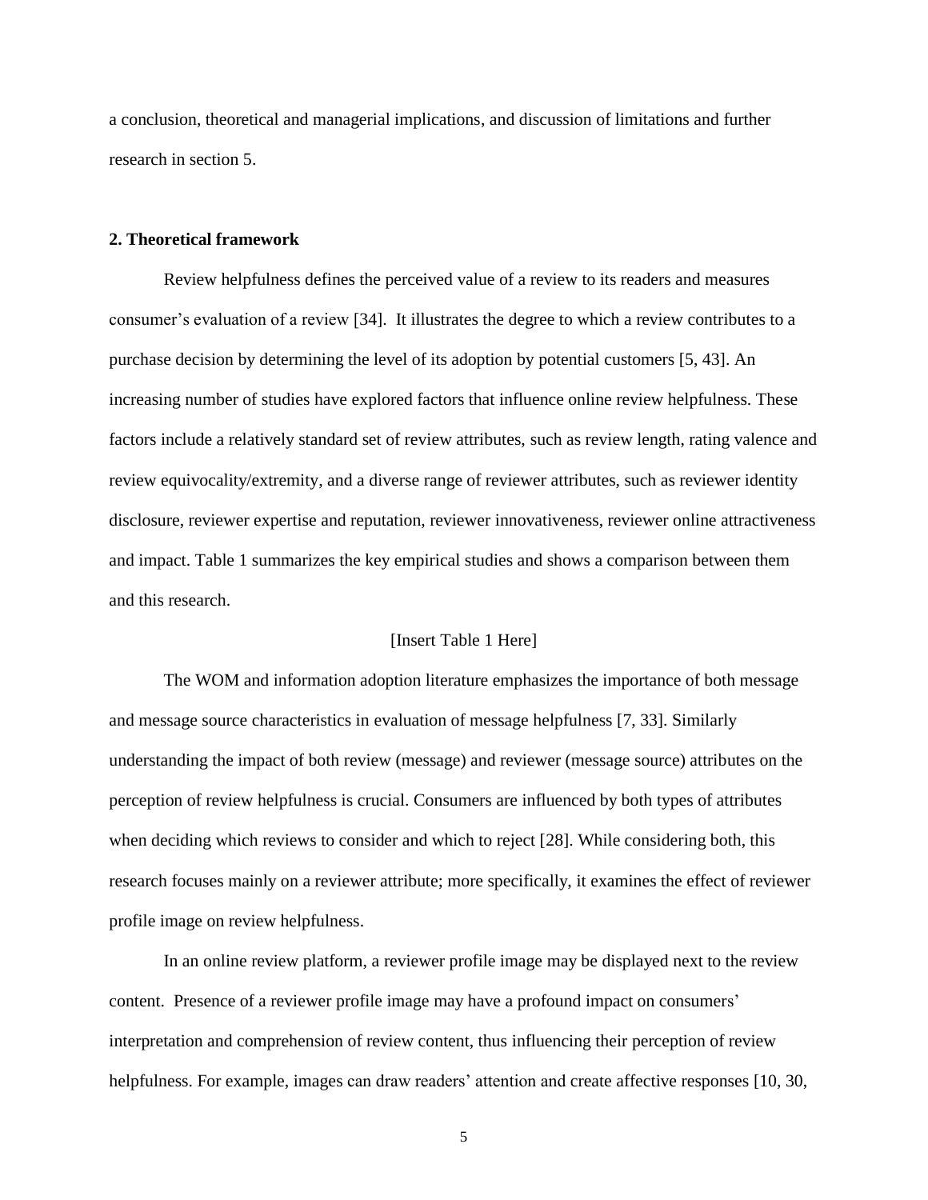a conclusion, theoretical and managerial implications, and discussion of limitations and further research in section 5.

## 2. Theoretical framework

Review helpfulness defines the perceived value of a review to its readers and measures consumer's evaluation of a review [34]. It illustrates the degree to which a review contributes to a purchase decision by determining the level of its adoption by potential customers [5, 43]. An increasing number of studies have explored factors that influence online review helpfulness. These factors include a relatively standard set of review attributes, such as review length, rating valence and review equivocality/extremity, and a diverse range of reviewer attributes, such as reviewer identity disclosure, reviewer expertise and reputation, reviewer innovativeness, reviewer online attractiveness and impact. Table 1 summarizes the key empirical studies and shows a comparison between them and this research.

[Insert Table 1 Here]

The WOM and information adoption literature emphasizes the importance of both message and message source characteristics in evaluation of message helpfulness [7, 33]. Similarly understanding the impact of both review (message) and reviewer (message source) attributes on the perception of review helpfulness is crucial. Consumers are influenced by both types of attributes when deciding which reviews to consider and which to reject [28]. While considering both, this research focuses mainly on a reviewer attribute; more specifically, it examines the effect of reviewer profile image on review helpfulness.

In an online review platform, a reviewer profile image may be displayed next to the review content. Presence of a reviewer profile image may have a profound impact on consumers' interpretation and comprehension of review content, thus influencing their perception of review helpfulness. For example, images can draw readers' attention and create affective responses [10, 30,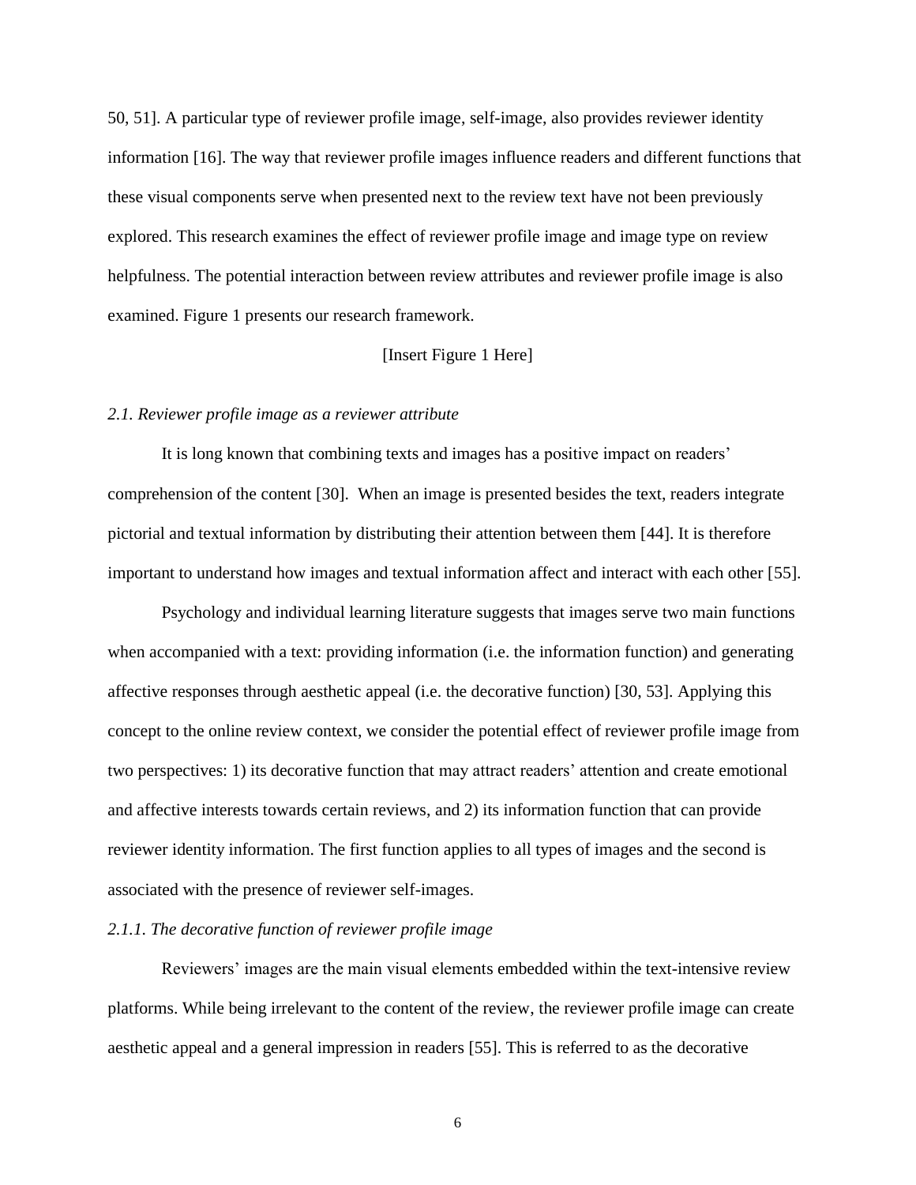50, 51]. A particular type of reviewer profile image, self-image, also provides reviewer identity information [16]. The way that reviewer profile images influence readers and different functions that these visual components serve when presented next to the review text have not been previously explored. This research examines the effect of reviewer profile image and image type on review helpfulness. The potential interaction between review attributes and reviewer profile image is also examined. Figure 1 presents our research framework.

[Insert Figure 1 Here]

### *2.1. Reviewer profile image as a reviewer attribute*

It is long known that combining texts and images has a positive impact on readers' comprehension of the content [30]. When an image is presented besides the text, readers integrate pictorial and textual information by distributing their attention between them [44]. It is therefore important to understand how images and textual information affect and interact with each other [55].

Psychology and individual learning literature suggests that images serve two main functions when accompanied with a text: providing information (i.e. the information function) and generating affective responses through aesthetic appeal (i.e. the decorative function) [30, 53]. Applying this concept to the online review context, we consider the potential effect of reviewer profile image from two perspectives: 1) its decorative function that may attract readers' attention and create emotional and affective interests towards certain reviews, and 2) its information function that can provide reviewer identity information. The first function applies to all types of images and the second is associated with the presence of reviewer self-images.

#### *2.1.1. The decorative function of reviewer profile image*

Reviewers' images are the main visual elements embedded within the text-intensive review platforms. While being irrelevant to the content of the review, the reviewer profile image can create aesthetic appeal and a general impression in readers [55]. This is referred to as the decorative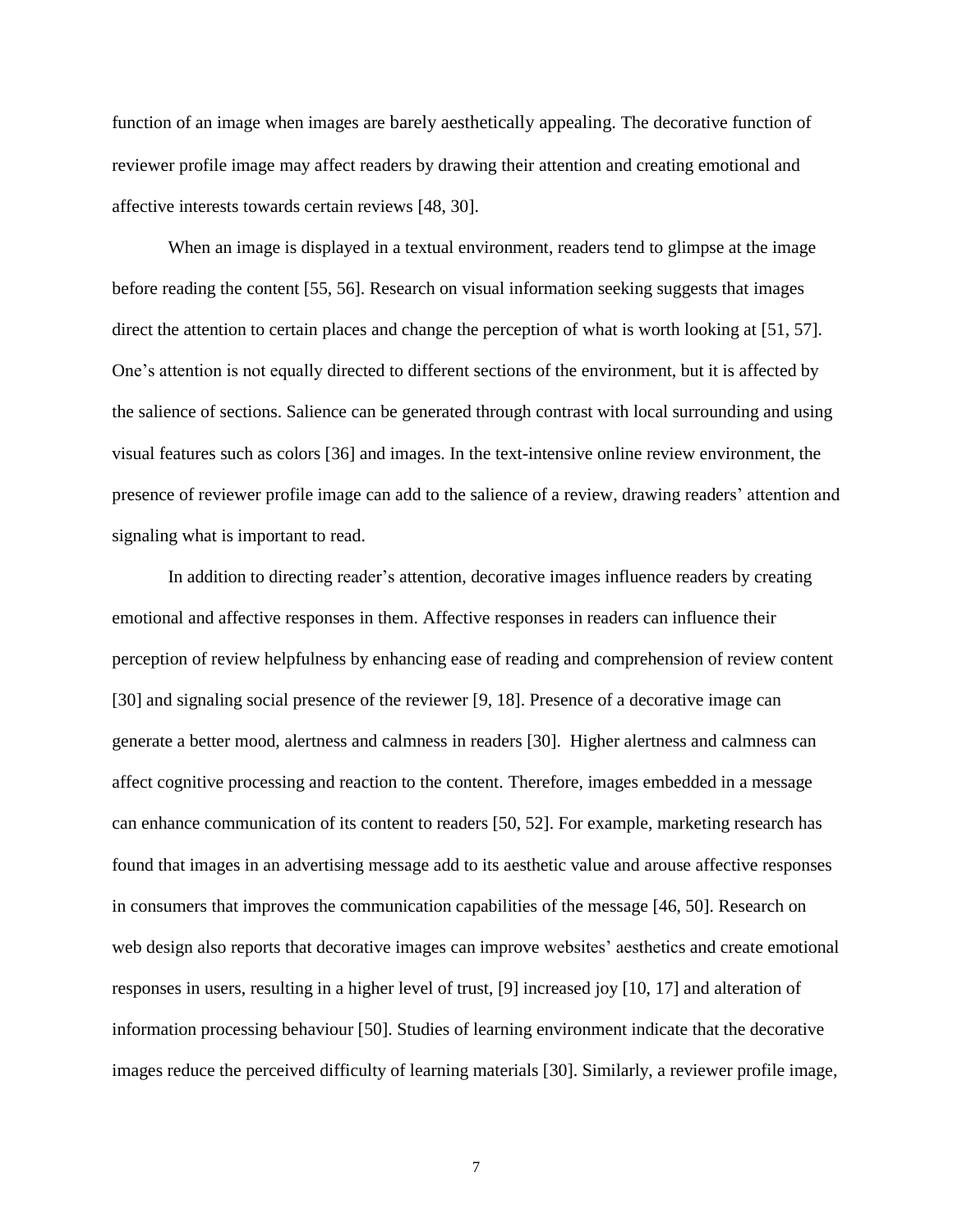function of an image when images are barely aesthetically appealing. The decorative function of reviewer profile image may affect readers by drawing their attention and creating emotional and affective interests towards certain reviews [48, 30].

When an image is displayed in a textual environment, readers tend to glimpse at the image before reading the content [55, 56]. Research on visual information seeking suggests that images direct the attention to certain places and change the perception of what is worth looking at [51, 57]. One's attention is not equally directed to different sections of the environment, but it is affected by the salience of sections. Salience can be generated through contrast with local surrounding and using visual features such as colors [36] and images. In the text-intensive online review environment, the presence of reviewer profile image can add to the salience of a review, drawing readers' attention and signaling what is important to read.

In addition to directing reader's attention, decorative images influence readers by creating emotional and affective responses in them. Affective responses in readers can influence their perception of review helpfulness by enhancing ease of reading and comprehension of review content [30] and signaling social presence of the reviewer [9, 18]. Presence of a decorative image can generate a better mood, alertness and calmness in readers [30]. Higher alertness and calmness can affect cognitive processing and reaction to the content. Therefore, images embedded in a message can enhance communication of its content to readers [50, 52]. For example, marketing research has found that images in an advertising message add to its aesthetic value and arouse affective responses in consumers that improves the communication capabilities of the message [46, 50]. Research on web design also reports that decorative images can improve websites' aesthetics and create emotional responses in users, resulting in a higher level of trust, [9] increased joy [10, 17] and alteration of information processing behaviour [50]. Studies of learning environment indicate that the decorative images reduce the perceived difficulty of learning materials [30]. Similarly, a reviewer profile image,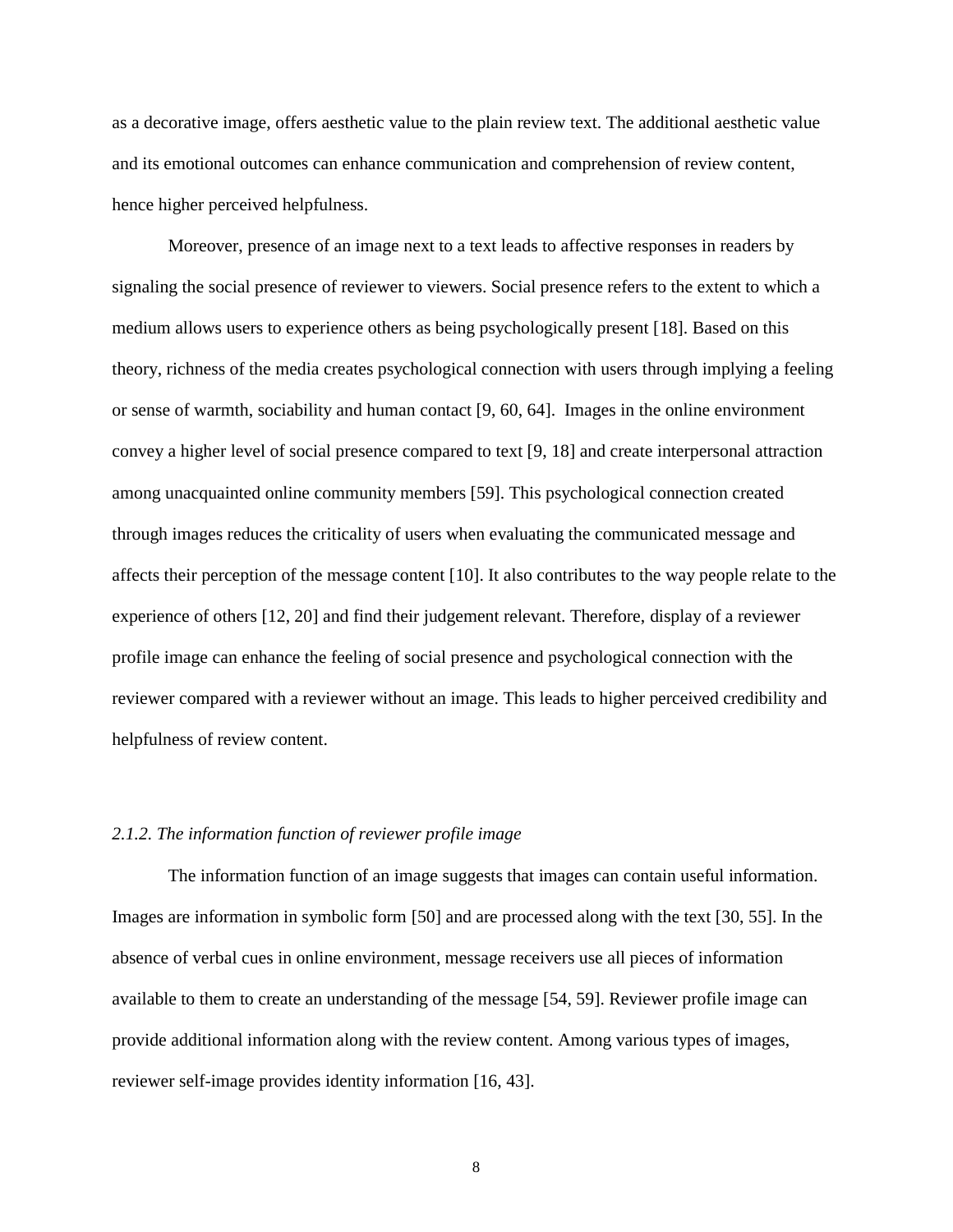as a decorative image, offers aesthetic value to the plain review text. The additional aesthetic value and its emotional outcomes can enhance communication and comprehension of review content, hence higher perceived helpfulness.

Moreover, presence of an image next to a text leads to affective responses in readers by signaling the social presence of reviewer to viewers. Social presence refers to the extent to which a medium allows users to experience others as being psychologically present [18]. Based on this theory, richness of the media creates psychological connection with users through implying a feeling or sense of warmth, sociability and human contact [9, 60, 64]. Images in the online environment convey a higher level of social presence compared to text [9, 18] and create interpersonal attraction among unacquainted online community members [59]. This psychological connection created through images reduces the criticality of users when evaluating the communicated message and affects their perception of the message content [10]. It also contributes to the way people relate to the experience of others [12, 20] and find their judgement relevant. Therefore, display of a reviewer profile image can enhance the feeling of social presence and psychological connection with the reviewer compared with a reviewer without an image. This leads to higher perceived credibility and helpfulness of review content.

### *2.1.2. The information function of reviewer profile image*

The information function of an image suggests that images can contain useful information. Images are information in symbolic form [50] and are processed along with the text [30, 55]. In the absence of verbal cues in online environment, message receivers use all pieces of information available to them to create an understanding of the message [54, 59]. Reviewer profile image can provide additional information along with the review content. Among various types of images, reviewer self-image provides identity information [16, 43].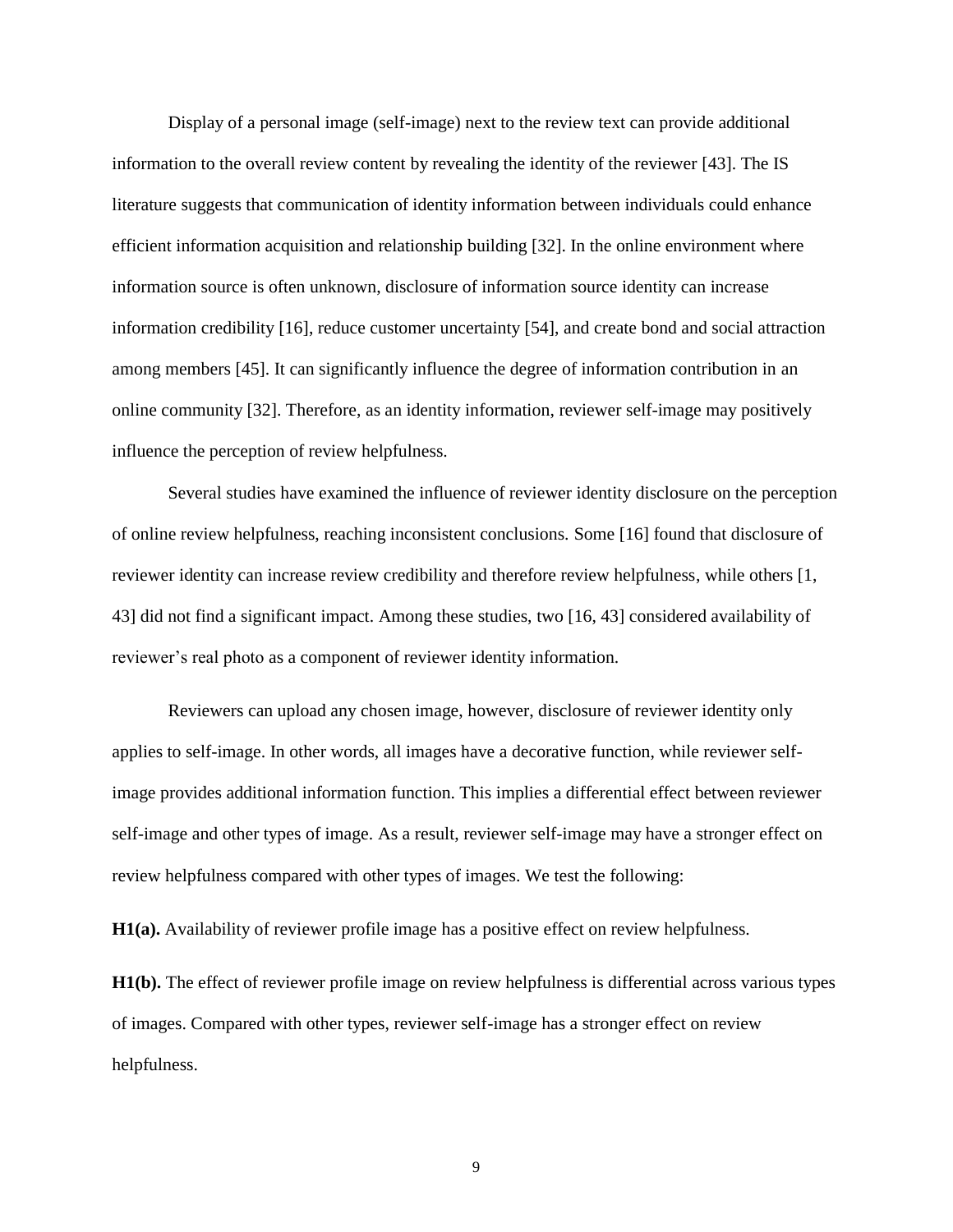Display of a personal image (self-image) next to the review text can provide additional information to the overall review content by revealing the identity of the reviewer [43]. The IS literature suggests that communication of identity information between individuals could enhance efficient information acquisition and relationship building [32]. In the online environment where information source is often unknown, disclosure of information source identity can increase information credibility [16], reduce customer uncertainty [54], and create bond and social attraction among members [45]. It can significantly influence the degree of information contribution in an online community [32]. Therefore, as an identity information, reviewer self-image may positively influence the perception of review helpfulness.

Several studies have examined the influence of reviewer identity disclosure on the perception of online review helpfulness, reaching inconsistent conclusions. Some [16] found that disclosure of reviewer identity can increase review credibility and therefore review helpfulness, while others [1, 43] did not find a significant impact. Among these studies, two [16, 43] considered availability of reviewer's real photo as a component of reviewer identity information.

Reviewers can upload any chosen image, however, disclosure of reviewer identity only applies to self-image. In other words, all images have a decorative function, while reviewer self-image provides additional information function. This implies a differential effect between reviewer self-image and other types of image. As a result, reviewer self-image may have a stronger effect on review helpfulness compared with other types of images. We test the following:

**H1(a).** Availability of reviewer profile image has a positive effect on review helpfulness.

**H1(b).** The effect of reviewer profile image on review helpfulness is differential across various types of images. Compared with other types, reviewer self-image has a stronger effect on review helpfulness.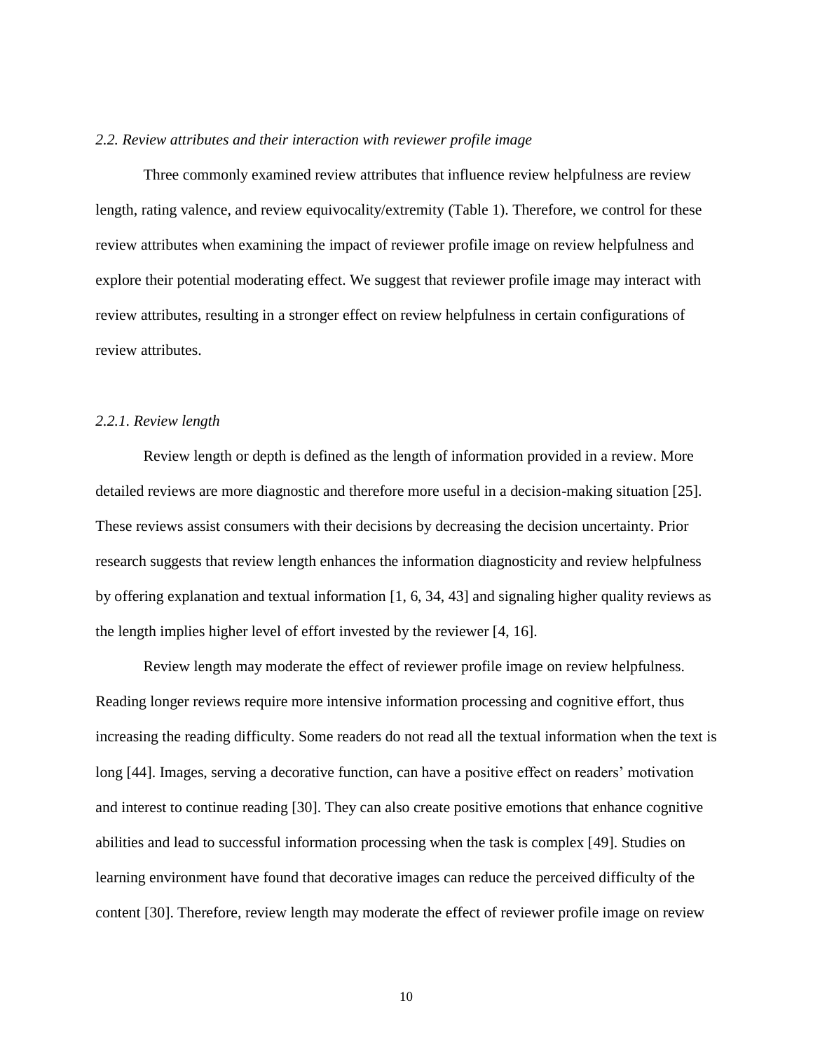### *2.2. Review attributes and their interaction with reviewer profile image*

Three commonly examined review attributes that influence review helpfulness are review length, rating valence, and review equivocality/extremity (Table 1). Therefore, we control for these review attributes when examining the impact of reviewer profile image on review helpfulness and explore their potential moderating effect. We suggest that reviewer profile image may interact with review attributes, resulting in a stronger effect on review helpfulness in certain configurations of review attributes.

#### *2.2.1. Review length*

Review length or depth is defined as the length of information provided in a review. More detailed reviews are more diagnostic and therefore more useful in a decision-making situation [25]. These reviews assist consumers with their decisions by decreasing the decision uncertainty. Prior research suggests that review length enhances the information diagnosticity and review helpfulness by offering explanation and textual information [1, 6, 34, 43] and signaling higher quality reviews as the length implies higher level of effort invested by the reviewer [4, 16].

Review length may moderate the effect of reviewer profile image on review helpfulness. Reading longer reviews require more intensive information processing and cognitive effort, thus increasing the reading difficulty. Some readers do not read all the textual information when the text is long [44]. Images, serving a decorative function, can have a positive effect on readers' motivation and interest to continue reading [30]. They can also create positive emotions that enhance cognitive abilities and lead to successful information processing when the task is complex [49]. Studies on learning environment have found that decorative images can reduce the perceived difficulty of the content [30]. Therefore, review length may moderate the effect of reviewer profile image on review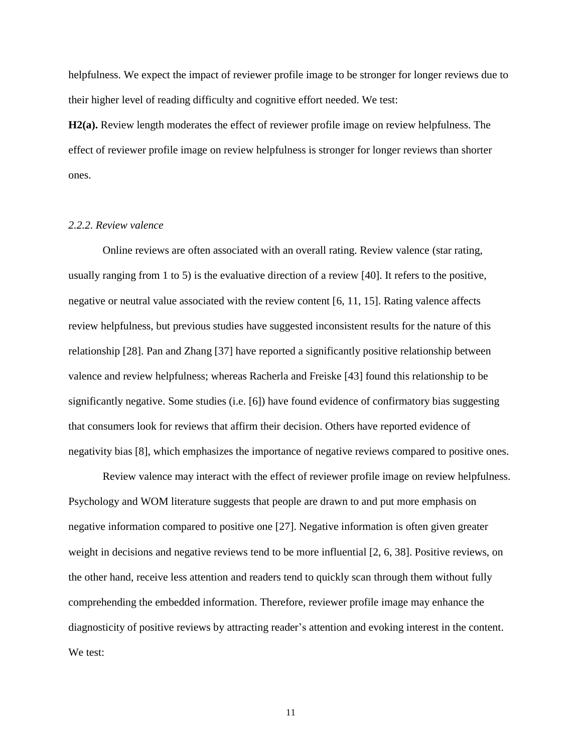helpfulness. We expect the impact of reviewer profile image to be stronger for longer reviews due to their higher level of reading difficulty and cognitive effort needed. We test:

**H2(a).** Review length moderates the effect of reviewer profile image on review helpfulness. The effect of reviewer profile image on review helpfulness is stronger for longer reviews than shorter ones.

### *2.2.2. Review valence*

Online reviews are often associated with an overall rating. Review valence (star rating, usually ranging from 1 to 5) is the evaluative direction of a review [40]. It refers to the positive, negative or neutral value associated with the review content [6, 11, 15]. Rating valence affects review helpfulness, but previous studies have suggested inconsistent results for the nature of this relationship [28]. Pan and Zhang [37] have reported a significantly positive relationship between valence and review helpfulness; whereas Racherla and Freiske [43] found this relationship to be significantly negative. Some studies (i.e. [6]) have found evidence of confirmatory bias suggesting that consumers look for reviews that affirm their decision. Others have reported evidence of negativity bias [8], which emphasizes the importance of negative reviews compared to positive ones.

Review valence may interact with the effect of reviewer profile image on review helpfulness. Psychology and WOM literature suggests that people are drawn to and put more emphasis on negative information compared to positive one [27]. Negative information is often given greater weight in decisions and negative reviews tend to be more influential [2, 6, 38]. Positive reviews, on the other hand, receive less attention and readers tend to quickly scan through them without fully comprehending the embedded information. Therefore, reviewer profile image may enhance the diagnosticity of positive reviews by attracting reader's attention and evoking interest in the content. We test: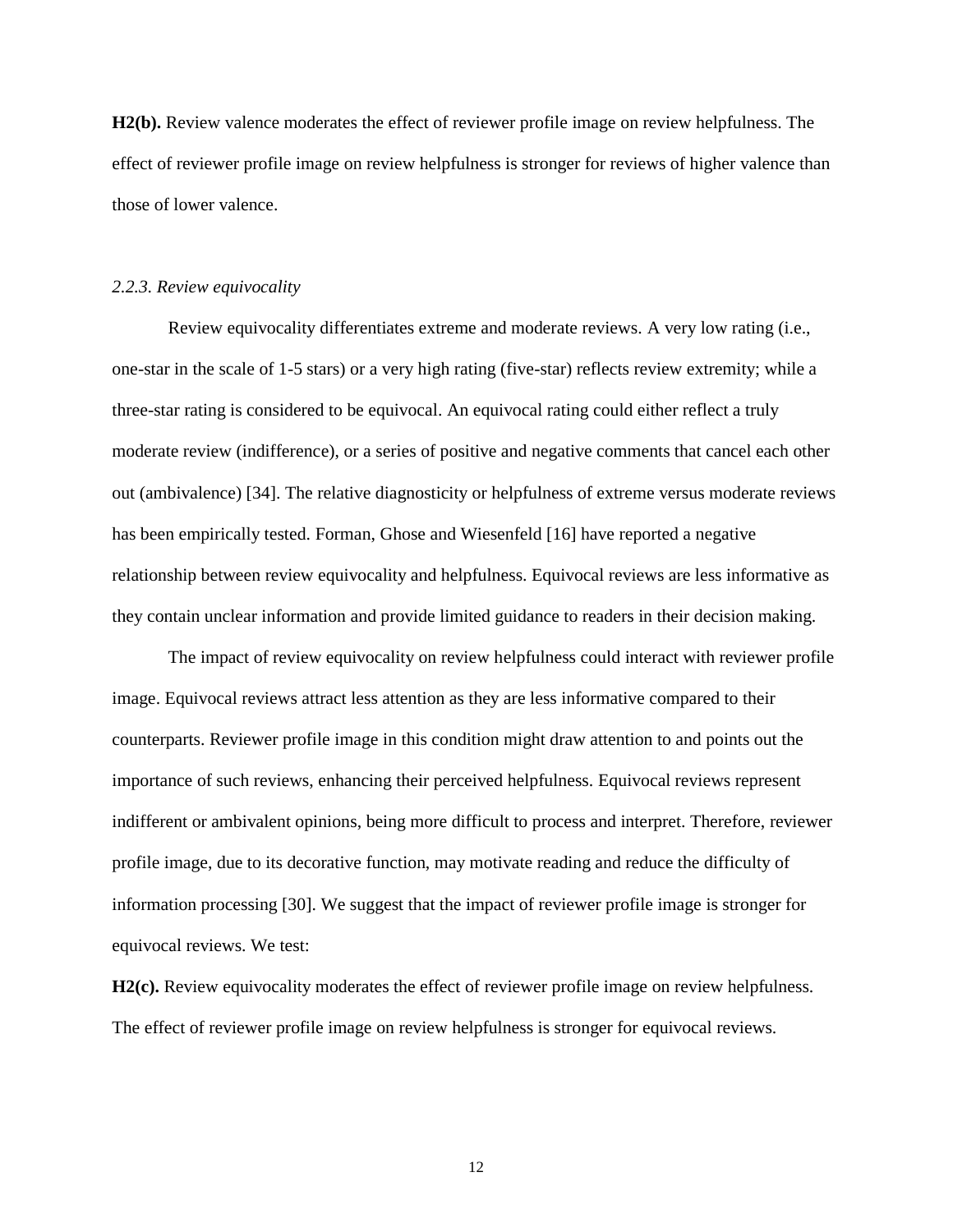**H2(b).** Review valence moderates the effect of reviewer profile image on review helpfulness. The effect of reviewer profile image on review helpfulness is stronger for reviews of higher valence than those of lower valence.

*2.2.3. Review equivocality*

Review equivocality differentiates extreme and moderate reviews. A very low rating (i.e., one-star in the scale of 1-5 stars) or a very high rating (five-star) reflects review extremity; while a three-star rating is considered to be equivocal. An equivocal rating could either reflect a truly moderate review (indifference), or a series of positive and negative comments that cancel each other out (ambivalence) [34]. The relative diagnosticity or helpfulness of extreme versus moderate reviews has been empirically tested. Forman, Ghose and Wiesenfeld [16] have reported a negative relationship between review equivocality and helpfulness. Equivocal reviews are less informative as they contain unclear information and provide limited guidance to readers in their decision making.

The impact of review equivocality on review helpfulness could interact with reviewer profile image. Equivocal reviews attract less attention as they are less informative compared to their counterparts. Reviewer profile image in this condition might draw attention to and points out the importance of such reviews, enhancing their perceived helpfulness. Equivocal reviews represent indifferent or ambivalent opinions, being more difficult to process and interpret. Therefore, reviewer profile image, due to its decorative function, may motivate reading and reduce the difficulty of information processing [30]. We suggest that the impact of reviewer profile image is stronger for equivocal reviews. We test:

**H2(c).** Review equivocality moderates the effect of reviewer profile image on review helpfulness. The effect of reviewer profile image on review helpfulness is stronger for equivocal reviews.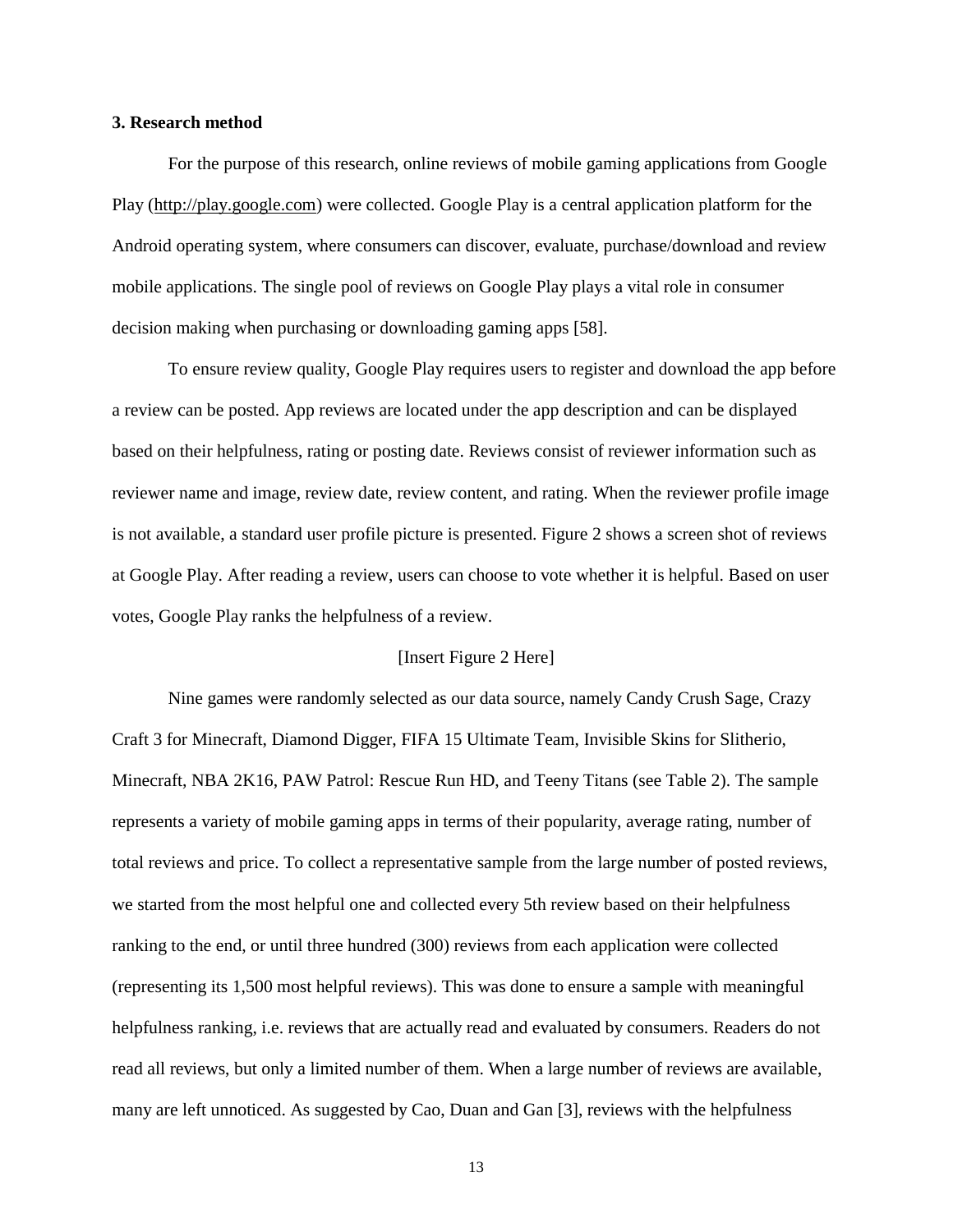## 3. Research method

For the purpose of this research, online reviews of mobile gaming applications from Google Play (http://play.google.com) were collected. Google Play is a central application platform for the Android operating system, where consumers can discover, evaluate, purchase/download and review mobile applications. The single pool of reviews on Google Play plays a vital role in consumer decision making when purchasing or downloading gaming apps [58].

To ensure review quality, Google Play requires users to register and download the app before a review can be posted. App reviews are located under the app description and can be displayed based on their helpfulness, rating or posting date. Reviews consist of reviewer information such as reviewer name and image, review date, review content, and rating. When the reviewer profile image is not available, a standard user profile picture is presented. Figure 2 shows a screen shot of reviews at Google Play. After reading a review, users can choose to vote whether it is helpful. Based on user votes, Google Play ranks the helpfulness of a review.

[Insert Figure 2 Here]

Nine games were randomly selected as our data source, namely Candy Crush Sage, Crazy Craft 3 for Minecraft, Diamond Digger, FIFA 15 Ultimate Team, Invisible Skins for Slitherio, Minecraft, NBA 2K16, PAW Patrol: Rescue Run HD, and Teeny Titans (see Table 2). The sample represents a variety of mobile gaming apps in terms of their popularity, average rating, number of total reviews and price. To collect a representative sample from the large number of posted reviews, we started from the most helpful one and collected every 5th review based on their helpfulness ranking to the end, or until three hundred (300) reviews from each application were collected (representing its 1,500 most helpful reviews). This was done to ensure a sample with meaningful helpfulness ranking, i.e. reviews that are actually read and evaluated by consumers. Readers do not read all reviews, but only a limited number of them. When a large number of reviews are available, many are left unnoticed. As suggested by Cao, Duan and Gan [3], reviews with the helpfulness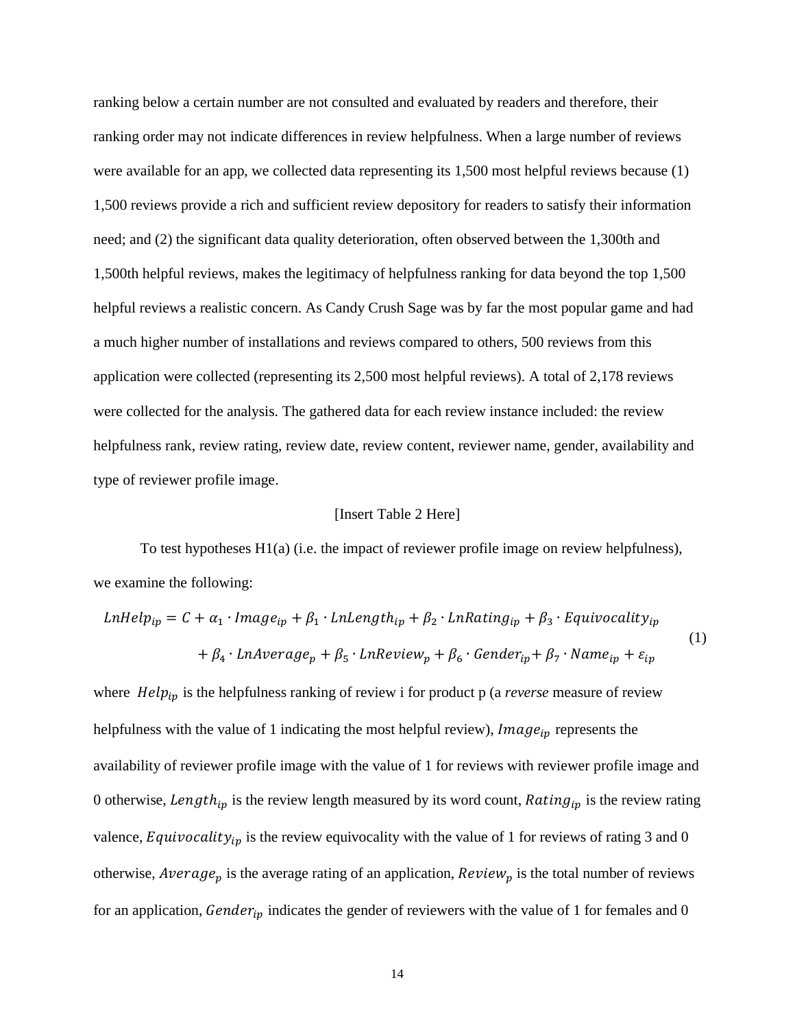ranking below a certain number are not consulted and evaluated by readers and therefore, their ranking order may not indicate differences in review helpfulness. When a large number of reviews were available for an app, we collected data representing its 1,500 most helpful reviews because (1) 1,500 reviews provide a rich and sufficient review depository for readers to satisfy their information need; and (2) the significant data quality deterioration, often observed between the 1,300th and 1,500th helpful reviews, makes the legitimacy of helpfulness ranking for data beyond the top 1,500 helpful reviews a realistic concern. As Candy Crush Sage was by far the most popular game and had a much higher number of installations and reviews compared to others, 500 reviews from this application were collected (representing its 2,500 most helpful reviews). A total of 2,178 reviews were collected for the analysis. The gathered data for each review instance included: the review helpfulness rank, review rating, review date, review content, reviewer name, gender, availability and type of reviewer profile image.

[Insert Table 2 Here]

To test hypotheses H1(a) (i.e. the impact of reviewer profile image on review helpfulness), we examine the following:

$$
\begin{aligned}
LnHelp_{ip} = C + \alpha_1 \cdot Image_{ip} + \beta_1 \cdot LnLength_{ip} + \beta_2 \cdot LnRating_{ip} + \beta_3 \cdot Equivocality_{ip} \\
+ \beta_4 \cdot LnAverage_p + \beta_5 \cdot LnReview_p + \beta_6 \cdot Gender_{ip} + \beta_7 \cdot Name_{ip} + \varepsilon_{ip}
\end{aligned} \tag{1}
$$

where $Help_{ip}$ is the helpfulness ranking of review i for product p (a *reverse* measure of review helpfulness with the value of 1 indicating the most helpful review), $Image_{ip}$ represents the availability of reviewer profile image with the value of 1 for reviews with reviewer profile image and 0 otherwise, $Length_{ip}$ is the review length measured by its word count, $Rating_{ip}$ is the review rating valence, $Equivocality_{ip}$ is the review equivocality with the value of 1 for reviews of rating 3 and 0 otherwise, $Average_p$ is the average rating of an application, $Review_p$ is the total number of reviews for an application, $Gender_{ip}$ indicates the gender of reviewers with the value of 1 for females and 0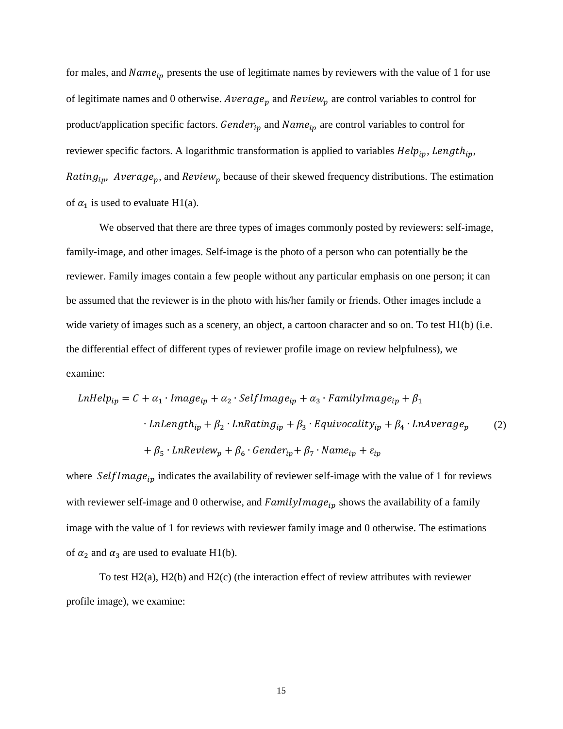for males, and $Name_{ip}$ presents the use of legitimate names by reviewers with the value of 1 for use of legitimate names and 0 otherwise. $Average_p$ and $Review_p$ are control variables to control for product/application specific factors. $Gender_{ip}$ and $Name_{ip}$ are control variables to control for reviewer specific factors. A logarithmic transformation is applied to variables $Help_{ip}$, $Length_{ip}$, $Rating_{ip}$, $Average_p$, and $Review_p$ because of their skewed frequency distributions. The estimation of $\alpha_1$ is used to evaluate H1(a).

We observed that there are three types of images commonly posted by reviewers: self-image, family-image, and other images. Self-image is the photo of a person who can potentially be the reviewer. Family images contain a few people without any particular emphasis on one person; it can be assumed that the reviewer is in the photo with his/her family or friends. Other images include a wide variety of images such as a scenery, an object, a cartoon character and so on. To test H1(b) (i.e. the differential effect of different types of reviewer profile image on review helpfulness), we examine:

$$LnHelp_{ip} = C + \alpha_1 \cdot Image_{ip} + \alpha_2 \cdot SelfImage_{ip} + \alpha_3 \cdot FamilyImage_{ip} + \beta_1 \cdot LnLength_{ip} + \beta_2 \cdot LnRating_{ip} + \beta_3 \cdot Equivocality_{ip} + \beta_4 \cdot LnAverage_p + \beta_5 \cdot LnReview_p + \beta_6 \cdot Gender_{ip} + \beta_7 \cdot Name_{ip} + \varepsilon_{ip} \tag{2}$$

where $SelfImage_{ip}$ indicates the availability of reviewer self-image with the value of 1 for reviews with reviewer self-image and 0 otherwise, and $FamilyImage_{ip}$ shows the availability of a family image with the value of 1 for reviews with reviewer family image and 0 otherwise. The estimations of $\alpha_2$ and $\alpha_3$ are used to evaluate H1(b).

To test H2(a), H2(b) and H2(c) (the interaction effect of review attributes with reviewer profile image), we examine: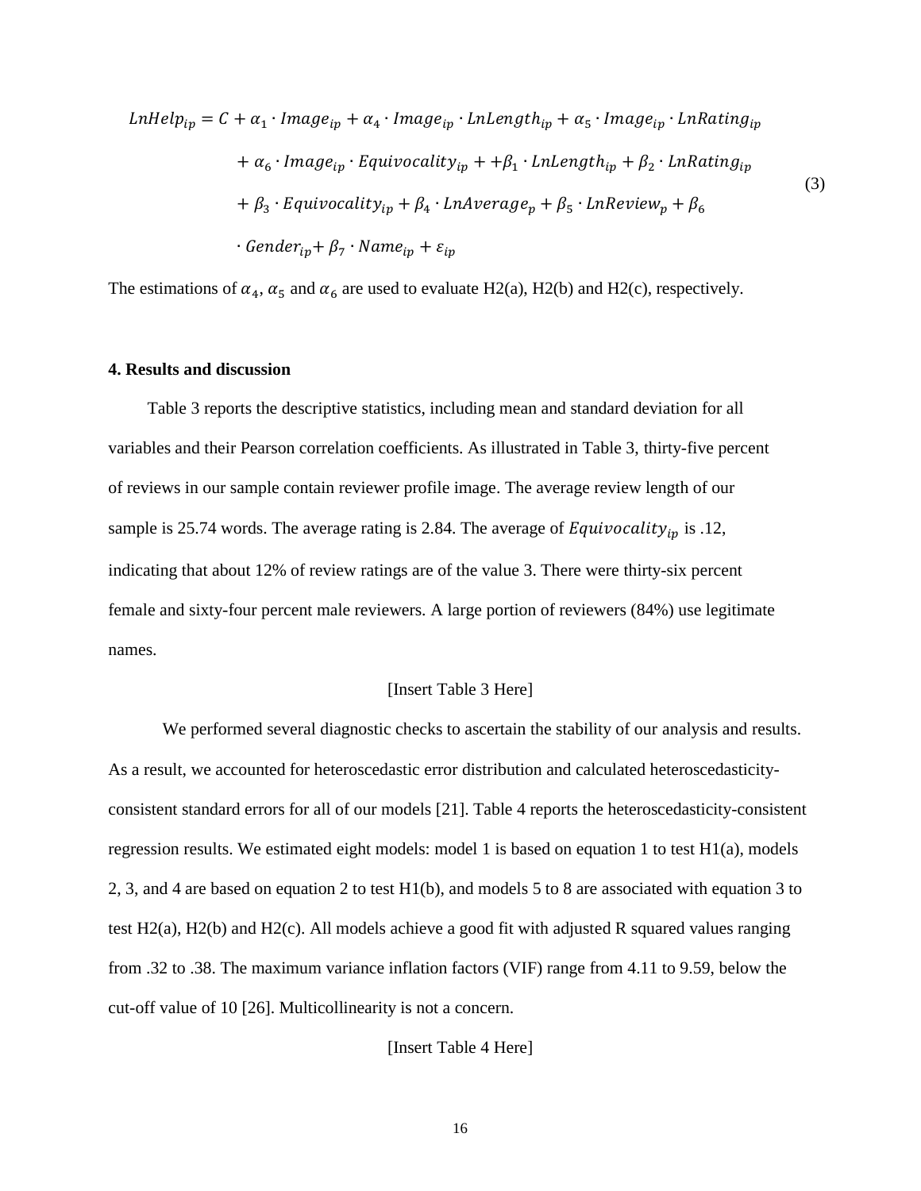$$
\begin{aligned}
LnHelp_{ip} = C &+ \alpha_1 \cdot Image_{ip} + \alpha_4 \cdot Image_{ip} \cdot LnLength_{ip} + \alpha_5 \cdot Image_{ip} \cdot LnRating_{ip} \\
&+ \alpha_6 \cdot Image_{ip} \cdot Equivocality_{ip} + +\beta_1 \cdot LnLength_{ip} + \beta_2 \cdot LnRating_{ip} \\
&+ \beta_3 \cdot Equivocality_{ip} + \beta_4 \cdot LnAverage_p + \beta_5 \cdot LnReview_p + \beta_6 \\
&\cdot Gender_{ip} + \beta_7 \cdot Name_{ip} + \varepsilon_{ip}
\end{aligned}
\tag{3}
$$

The estimations of $\alpha_4$, $\alpha_5$ and $\alpha_6$ are used to evaluate H2(a), H2(b) and H2(c), respectively.

## 4. Results and discussion

Table 3 reports the descriptive statistics, including mean and standard deviation for all variables and their Pearson correlation coefficients. As illustrated in Table 3, thirty-five percent of reviews in our sample contain reviewer profile image. The average review length of our sample is 25.74 words. The average rating is 2.84. The average of $Equivocality_{ip}$ is .12, indicating that about 12% of review ratings are of the value 3. There were thirty-six percent female and sixty-four percent male reviewers. A large portion of reviewers (84%) use legitimate names.

[Insert Table 3 Here]

We performed several diagnostic checks to ascertain the stability of our analysis and results. As a result, we accounted for heteroscedastic error distribution and calculated heteroscedasticity-consistent standard errors for all of our models [21]. Table 4 reports the heteroscedasticity-consistent regression results. We estimated eight models: model 1 is based on equation 1 to test H1(a), models 2, 3, and 4 are based on equation 2 to test H1(b), and models 5 to 8 are associated with equation 3 to test H2(a), H2(b) and H2(c). All models achieve a good fit with adjusted R squared values ranging from .32 to .38. The maximum variance inflation factors (VIF) range from 4.11 to 9.59, below the cut-off value of 10 [26]. Multicollinearity is not a concern.

[Insert Table 4 Here]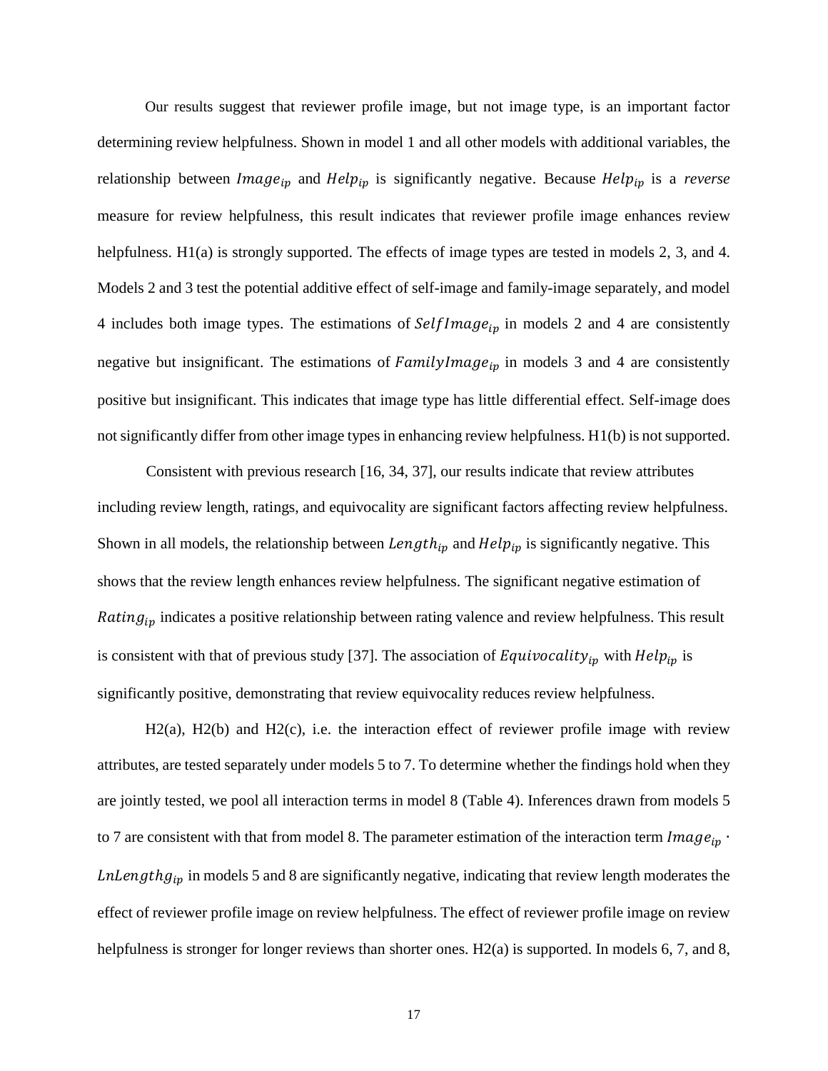Our results suggest that reviewer profile image, but not image type, is an important factor determining review helpfulness. Shown in model 1 and all other models with additional variables, the relationship between $Image_{ip}$ and $Help_{ip}$ is significantly negative. Because $Help_{ip}$ is a *reverse* measure for review helpfulness, this result indicates that reviewer profile image enhances review helpfulness. H1(a) is strongly supported. The effects of image types are tested in models 2, 3, and 4. Models 2 and 3 test the potential additive effect of self-image and family-image separately, and model 4 includes both image types. The estimations of $SelfImage_{ip}$ in models 2 and 4 are consistently negative but insignificant. The estimations of $FamilyImage_{ip}$ in models 3 and 4 are consistently positive but insignificant. This indicates that image type has little differential effect. Self-image does not significantly differ from other image types in enhancing review helpfulness. H1(b) is not supported.

Consistent with previous research [16, 34, 37], our results indicate that review attributes including review length, ratings, and equivocality are significant factors affecting review helpfulness. Shown in all models, the relationship between $Length_{ip}$ and $Help_{ip}$ is significantly negative. This shows that the review length enhances review helpfulness. The significant negative estimation of $Rating_{ip}$ indicates a positive relationship between rating valence and review helpfulness. This result is consistent with that of previous study [37]. The association of $Equivocality_{ip}$ with $Help_{ip}$ is significantly positive, demonstrating that review equivocality reduces review helpfulness.

H2(a), H2(b) and H2(c), i.e. the interaction effect of reviewer profile image with review attributes, are tested separately under models 5 to 7. To determine whether the findings hold when they are jointly tested, we pool all interaction terms in model 8 (Table 4). Inferences drawn from models 5 to 7 are consistent with that from model 8. The parameter estimation of the interaction term $Image_{ip} \cdot LnLengthg_{ip}$ in models 5 and 8 are significantly negative, indicating that review length moderates the effect of reviewer profile image on review helpfulness. The effect of reviewer profile image on review helpfulness is stronger for longer reviews than shorter ones. H2(a) is supported. In models 6, 7, and 8,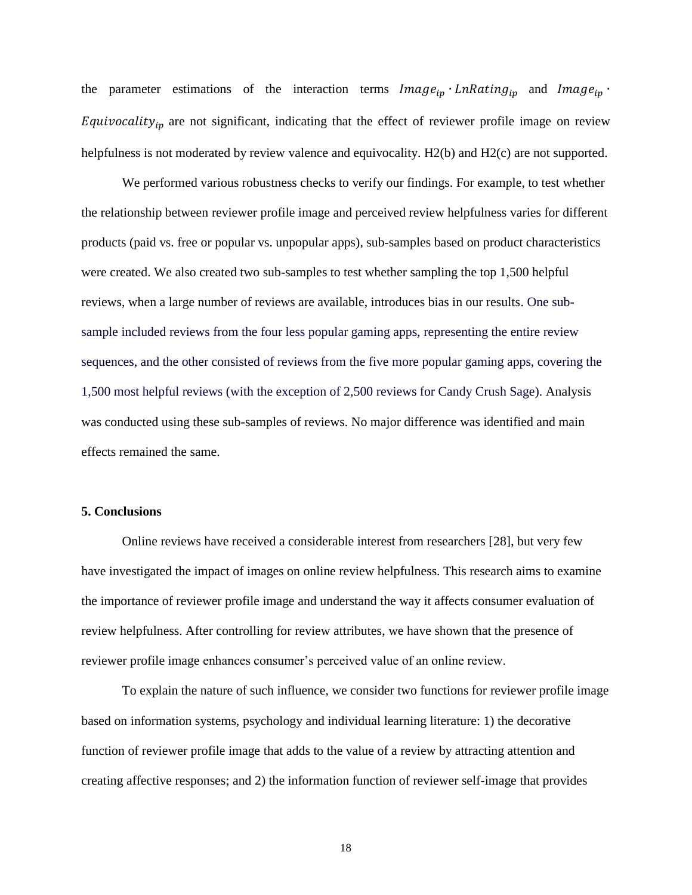the parameter estimations of the interaction terms $Image_{ip} \cdot LnRating_{ip}$ and $Image_{ip} \cdot Equivocality_{ip}$ are not significant, indicating that the effect of reviewer profile image on review helpfulness is not moderated by review valence and equivocality. H2(b) and H2(c) are not supported.

We performed various robustness checks to verify our findings. For example, to test whether the relationship between reviewer profile image and perceived review helpfulness varies for different products (paid vs. free or popular vs. unpopular apps), sub-samples based on product characteristics were created. We also created two sub-samples to test whether sampling the top 1,500 helpful reviews, when a large number of reviews are available, introduces bias in our results. One sub-sample included reviews from the four less popular gaming apps, representing the entire review sequences, and the other consisted of reviews from the five more popular gaming apps, covering the 1,500 most helpful reviews (with the exception of 2,500 reviews for Candy Crush Sage). Analysis was conducted using these sub-samples of reviews. No major difference was identified and main effects remained the same.

## 5. Conclusions

Online reviews have received a considerable interest from researchers [28], but very few have investigated the impact of images on online review helpfulness. This research aims to examine the importance of reviewer profile image and understand the way it affects consumer evaluation of review helpfulness. After controlling for review attributes, we have shown that the presence of reviewer profile image enhances consumer's perceived value of an online review.

To explain the nature of such influence, we consider two functions for reviewer profile image based on information systems, psychology and individual learning literature: 1) the decorative function of reviewer profile image that adds to the value of a review by attracting attention and creating affective responses; and 2) the information function of reviewer self-image that provides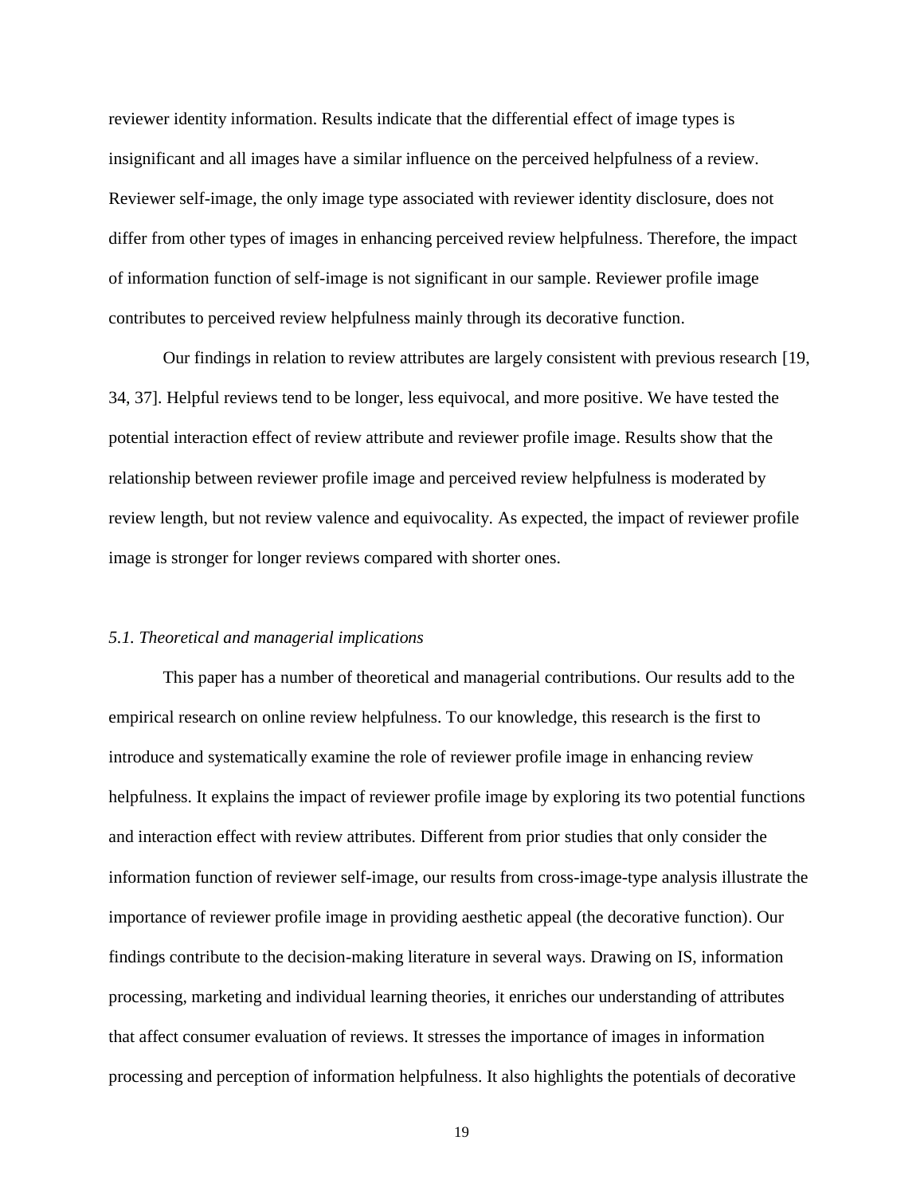reviewer identity information. Results indicate that the differential effect of image types is insignificant and all images have a similar influence on the perceived helpfulness of a review. Reviewer self-image, the only image type associated with reviewer identity disclosure, does not differ from other types of images in enhancing perceived review helpfulness. Therefore, the impact of information function of self-image is not significant in our sample. Reviewer profile image contributes to perceived review helpfulness mainly through its decorative function.

Our findings in relation to review attributes are largely consistent with previous research [19, 34, 37]. Helpful reviews tend to be longer, less equivocal, and more positive. We have tested the potential interaction effect of review attribute and reviewer profile image. Results show that the relationship between reviewer profile image and perceived review helpfulness is moderated by review length, but not review valence and equivocality. As expected, the impact of reviewer profile image is stronger for longer reviews compared with shorter ones.

### *5.1. Theoretical and managerial implications*

This paper has a number of theoretical and managerial contributions. Our results add to the empirical research on online review helpfulness. To our knowledge, this research is the first to introduce and systematically examine the role of reviewer profile image in enhancing review helpfulness. It explains the impact of reviewer profile image by exploring its two potential functions and interaction effect with review attributes. Different from prior studies that only consider the information function of reviewer self-image, our results from cross-image-type analysis illustrate the importance of reviewer profile image in providing aesthetic appeal (the decorative function). Our findings contribute to the decision-making literature in several ways. Drawing on IS, information processing, marketing and individual learning theories, it enriches our understanding of attributes that affect consumer evaluation of reviews. It stresses the importance of images in information processing and perception of information helpfulness. It also highlights the potentials of decorative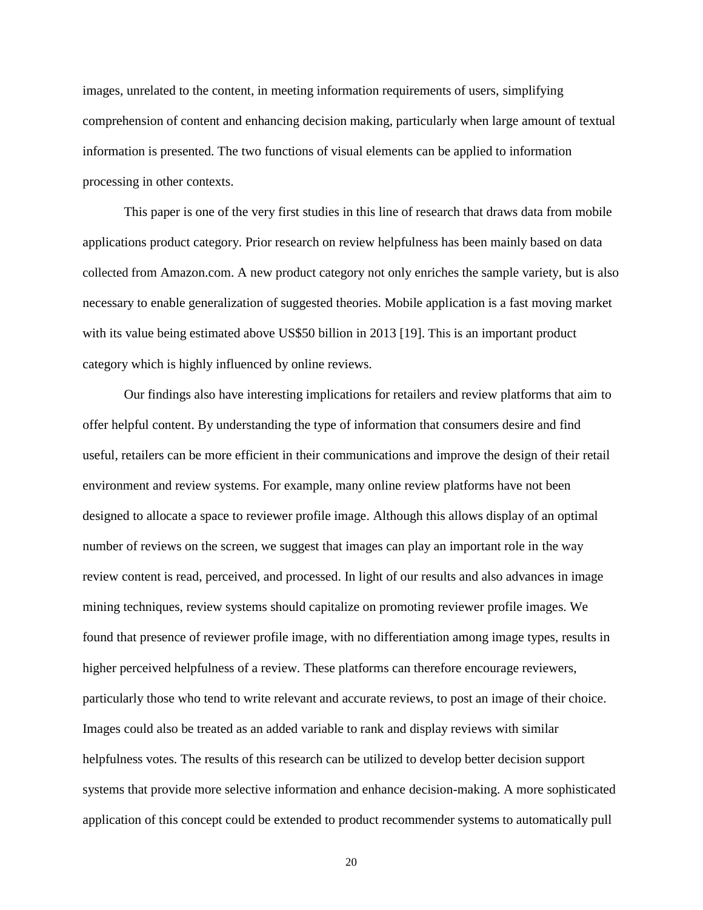images, unrelated to the content, in meeting information requirements of users, simplifying comprehension of content and enhancing decision making, particularly when large amount of textual information is presented. The two functions of visual elements can be applied to information processing in other contexts.

This paper is one of the very first studies in this line of research that draws data from mobile applications product category. Prior research on review helpfulness has been mainly based on data collected from Amazon.com. A new product category not only enriches the sample variety, but is also necessary to enable generalization of suggested theories. Mobile application is a fast moving market with its value being estimated above US$50 billion in 2013 [19]. This is an important product category which is highly influenced by online reviews.

Our findings also have interesting implications for retailers and review platforms that aim to offer helpful content. By understanding the type of information that consumers desire and find useful, retailers can be more efficient in their communications and improve the design of their retail environment and review systems. For example, many online review platforms have not been designed to allocate a space to reviewer profile image. Although this allows display of an optimal number of reviews on the screen, we suggest that images can play an important role in the way review content is read, perceived, and processed. In light of our results and also advances in image mining techniques, review systems should capitalize on promoting reviewer profile images. We found that presence of reviewer profile image, with no differentiation among image types, results in higher perceived helpfulness of a review. These platforms can therefore encourage reviewers, particularly those who tend to write relevant and accurate reviews, to post an image of their choice. Images could also be treated as an added variable to rank and display reviews with similar helpfulness votes. The results of this research can be utilized to develop better decision support systems that provide more selective information and enhance decision-making. A more sophisticated application of this concept could be extended to product recommender systems to automatically pull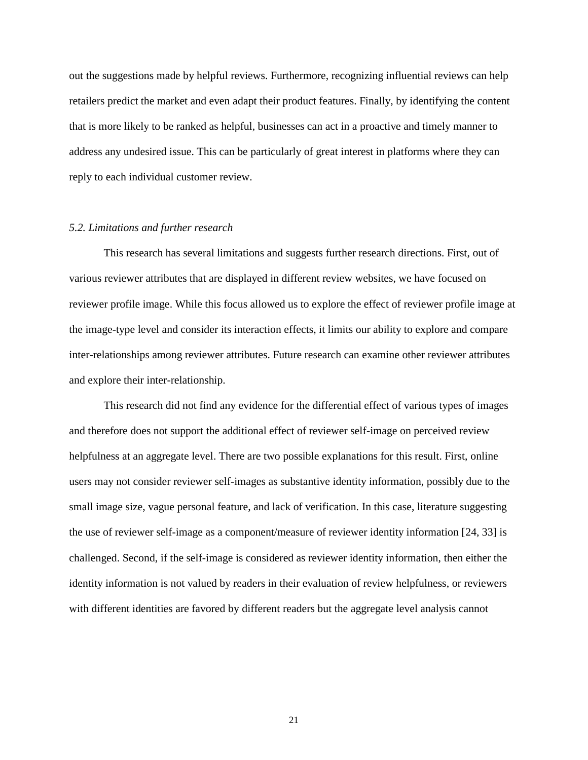out the suggestions made by helpful reviews. Furthermore, recognizing influential reviews can help retailers predict the market and even adapt their product features. Finally, by identifying the content that is more likely to be ranked as helpful, businesses can act in a proactive and timely manner to address any undesired issue. This can be particularly of great interest in platforms where they can reply to each individual customer review.

### *5.2. Limitations and further research*

This research has several limitations and suggests further research directions. First, out of various reviewer attributes that are displayed in different review websites, we have focused on reviewer profile image. While this focus allowed us to explore the effect of reviewer profile image at the image-type level and consider its interaction effects, it limits our ability to explore and compare inter-relationships among reviewer attributes. Future research can examine other reviewer attributes and explore their inter-relationship.

This research did not find any evidence for the differential effect of various types of images and therefore does not support the additional effect of reviewer self-image on perceived review helpfulness at an aggregate level. There are two possible explanations for this result. First, online users may not consider reviewer self-images as substantive identity information, possibly due to the small image size, vague personal feature, and lack of verification. In this case, literature suggesting the use of reviewer self-image as a component/measure of reviewer identity information [24, 33] is challenged. Second, if the self-image is considered as reviewer identity information, then either the identity information is not valued by readers in their evaluation of review helpfulness, or reviewers with different identities are favored by different readers but the aggregate level analysis cannot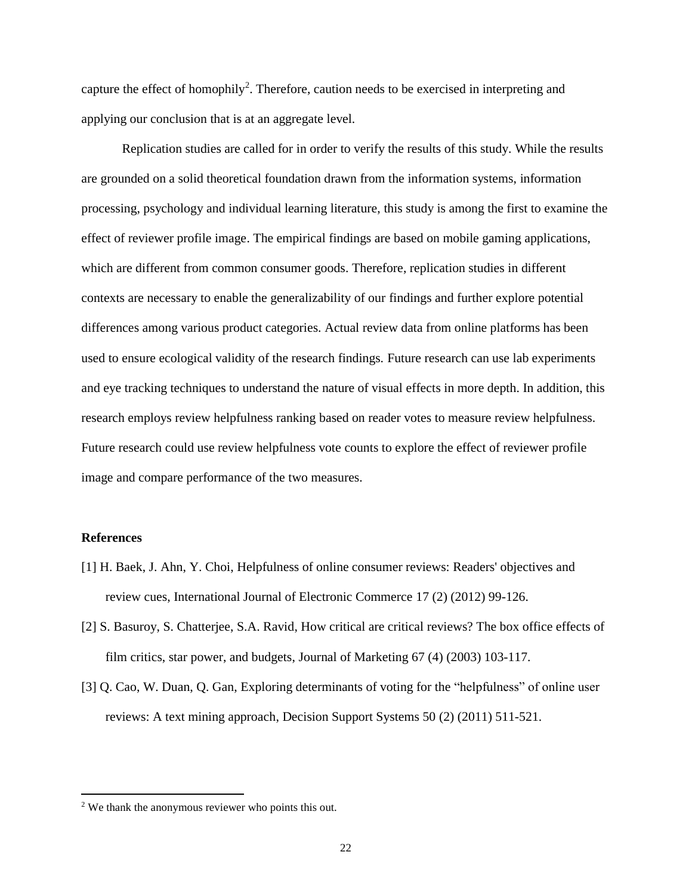capture the effect of homophily[2]. Therefore, caution needs to be exercised in interpreting and applying our conclusion that is at an aggregate level.

Replication studies are called for in order to verify the results of this study. While the results are grounded on a solid theoretical foundation drawn from the information systems, information processing, psychology and individual learning literature, this study is among the first to examine the effect of reviewer profile image. The empirical findings are based on mobile gaming applications, which are different from common consumer goods. Therefore, replication studies in different contexts are necessary to enable the generalizability of our findings and further explore potential differences among various product categories. Actual review data from online platforms has been used to ensure ecological validity of the research findings. Future research can use lab experiments and eye tracking techniques to understand the nature of visual effects in more depth. In addition, this research employs review helpfulness ranking based on reader votes to measure review helpfulness. Future research could use review helpfulness vote counts to explore the effect of reviewer profile image and compare performance of the two measures.

**References**

[1] H. Baek, J. Ahn, Y. Choi, Helpfulness of online consumer reviews: Readers' objectives and review cues, International Journal of Electronic Commerce 17 (2) (2012) 99-126.

[2] S. Basuroy, S. Chatterjee, S.A. Ravid, How critical are critical reviews? The box office effects of film critics, star power, and budgets, Journal of Marketing 67 (4) (2003) 103-117.

[3] Q. Cao, W. Duan, Q. Gan, Exploring determinants of voting for the "helpfulness" of online user reviews: A text mining approach, Decision Support Systems 50 (2) (2011) 511-521.

[2] We thank the anonymous reviewer who points this out.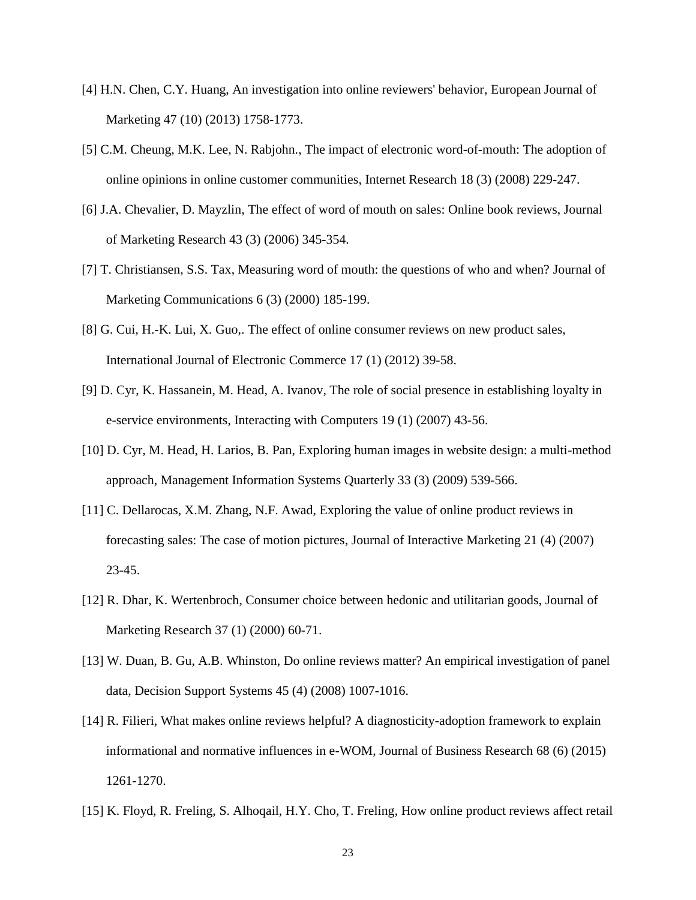[4] H.N. Chen, C.Y. Huang, An investigation into online reviewers' behavior, European Journal of Marketing 47 (10) (2013) 1758-1773.

[5] C.M. Cheung, M.K. Lee, N. Rabjohn., The impact of electronic word-of-mouth: The adoption of online opinions in online customer communities, Internet Research 18 (3) (2008) 229-247.

[6] J.A. Chevalier, D. Mayzlin, The effect of word of mouth on sales: Online book reviews, Journal of Marketing Research 43 (3) (2006) 345-354.

[7] T. Christiansen, S.S. Tax, Measuring word of mouth: the questions of who and when? Journal of Marketing Communications 6 (3) (2000) 185-199.

[8] G. Cui, H.-K. Lui, X. Guo,. The effect of online consumer reviews on new product sales, International Journal of Electronic Commerce 17 (1) (2012) 39-58.

[9] D. Cyr, K. Hassanein, M. Head, A. Ivanov, The role of social presence in establishing loyalty in e-service environments, Interacting with Computers 19 (1) (2007) 43-56.

[10] D. Cyr, M. Head, H. Larios, B. Pan, Exploring human images in website design: a multi-method approach, Management Information Systems Quarterly 33 (3) (2009) 539-566.

[11] C. Dellarocas, X.M. Zhang, N.F. Awad, Exploring the value of online product reviews in forecasting sales: The case of motion pictures, Journal of Interactive Marketing 21 (4) (2007) 23-45.

[12] R. Dhar, K. Wertenbroch, Consumer choice between hedonic and utilitarian goods, Journal of Marketing Research 37 (1) (2000) 60-71.

[13] W. Duan, B. Gu, A.B. Whinston, Do online reviews matter? An empirical investigation of panel data, Decision Support Systems 45 (4) (2008) 1007-1016.

[14] R. Filieri, What makes online reviews helpful? A diagnosticity-adoption framework to explain informational and normative influences in e-WOM, Journal of Business Research 68 (6) (2015) 1261-1270.

[15] K. Floyd, R. Freling, S. Alhoqail, H.Y. Cho, T. Freling, How online product reviews affect retail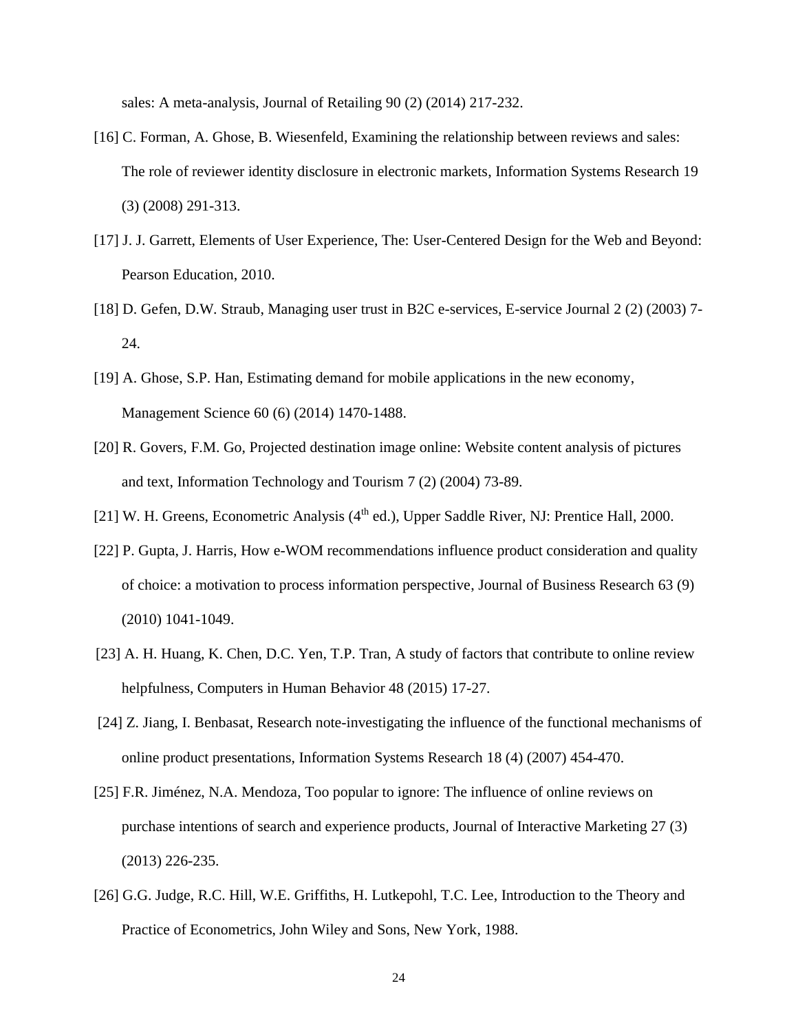sales: A meta-analysis, Journal of Retailing 90 (2) (2014) 217-232.

[16] C. Forman, A. Ghose, B. Wiesenfeld, Examining the relationship between reviews and sales: The role of reviewer identity disclosure in electronic markets, Information Systems Research 19 (3) (2008) 291-313.

[17] J. J. Garrett, Elements of User Experience, The: User-Centered Design for the Web and Beyond: Pearson Education, 2010.

[18] D. Gefen, D.W. Straub, Managing user trust in B2C e-services, E-service Journal 2 (2) (2003) 7-24.

[19] A. Ghose, S.P. Han, Estimating demand for mobile applications in the new economy, Management Science 60 (6) (2014) 1470-1488.

[20] R. Govers, F.M. Go, Projected destination image online: Website content analysis of pictures and text, Information Technology and Tourism 7 (2) (2004) 73-89.

[21] W. H. Greens, Econometric Analysis (4th ed.), Upper Saddle River, NJ: Prentice Hall, 2000.

[22] P. Gupta, J. Harris, How e-WOM recommendations influence product consideration and quality of choice: a motivation to process information perspective, Journal of Business Research 63 (9) (2010) 1041-1049.

[23] A. H. Huang, K. Chen, D.C. Yen, T.P. Tran, A study of factors that contribute to online review helpfulness, Computers in Human Behavior 48 (2015) 17-27.

[24] Z. Jiang, I. Benbasat, Research note-investigating the influence of the functional mechanisms of online product presentations, Information Systems Research 18 (4) (2007) 454-470.

[25] F.R. Jiménez, N.A. Mendoza, Too popular to ignore: The influence of online reviews on purchase intentions of search and experience products, Journal of Interactive Marketing 27 (3) (2013) 226-235.

[26] G.G. Judge, R.C. Hill, W.E. Griffiths, H. Lutkepohl, T.C. Lee, Introduction to the Theory and Practice of Econometrics, John Wiley and Sons, New York, 1988.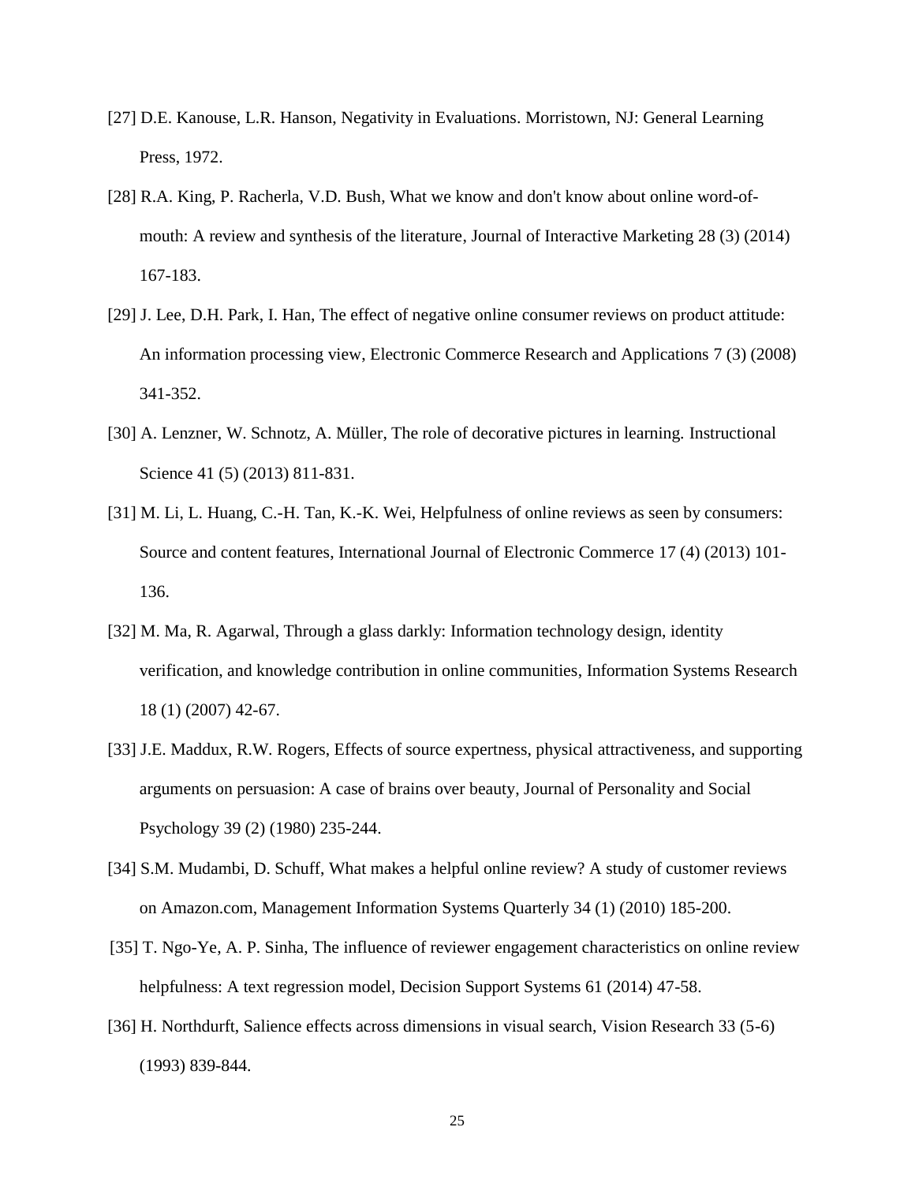[27] D.E. Kanouse, L.R. Hanson, Negativity in Evaluations. Morristown, NJ: General Learning Press, 1972.

[28] R.A. King, P. Racherla, V.D. Bush, What we know and don't know about online word-of-mouth: A review and synthesis of the literature, Journal of Interactive Marketing 28 (3) (2014) 167-183.

[29] J. Lee, D.H. Park, I. Han, The effect of negative online consumer reviews on product attitude: An information processing view, Electronic Commerce Research and Applications 7 (3) (2008) 341-352.

[30] A. Lenzner, W. Schnotz, A. Müller, The role of decorative pictures in learning. Instructional Science 41 (5) (2013) 811-831.

[31] M. Li, L. Huang, C.-H. Tan, K.-K. Wei, Helpfulness of online reviews as seen by consumers: Source and content features, International Journal of Electronic Commerce 17 (4) (2013) 101-136.

[32] M. Ma, R. Agarwal, Through a glass darkly: Information technology design, identity verification, and knowledge contribution in online communities, Information Systems Research 18 (1) (2007) 42-67.

[33] J.E. Maddux, R.W. Rogers, Effects of source expertness, physical attractiveness, and supporting arguments on persuasion: A case of brains over beauty, Journal of Personality and Social Psychology 39 (2) (1980) 235-244.

[34] S.M. Mudambi, D. Schuff, What makes a helpful online review? A study of customer reviews on Amazon.com, Management Information Systems Quarterly 34 (1) (2010) 185-200.

[35] T. Ngo-Ye, A. P. Sinha, The influence of reviewer engagement characteristics on online review helpfulness: A text regression model, Decision Support Systems 61 (2014) 47-58.

[36] H. Northdurft, Salience effects across dimensions in visual search, Vision Research 33 (5-6) (1993) 839-844.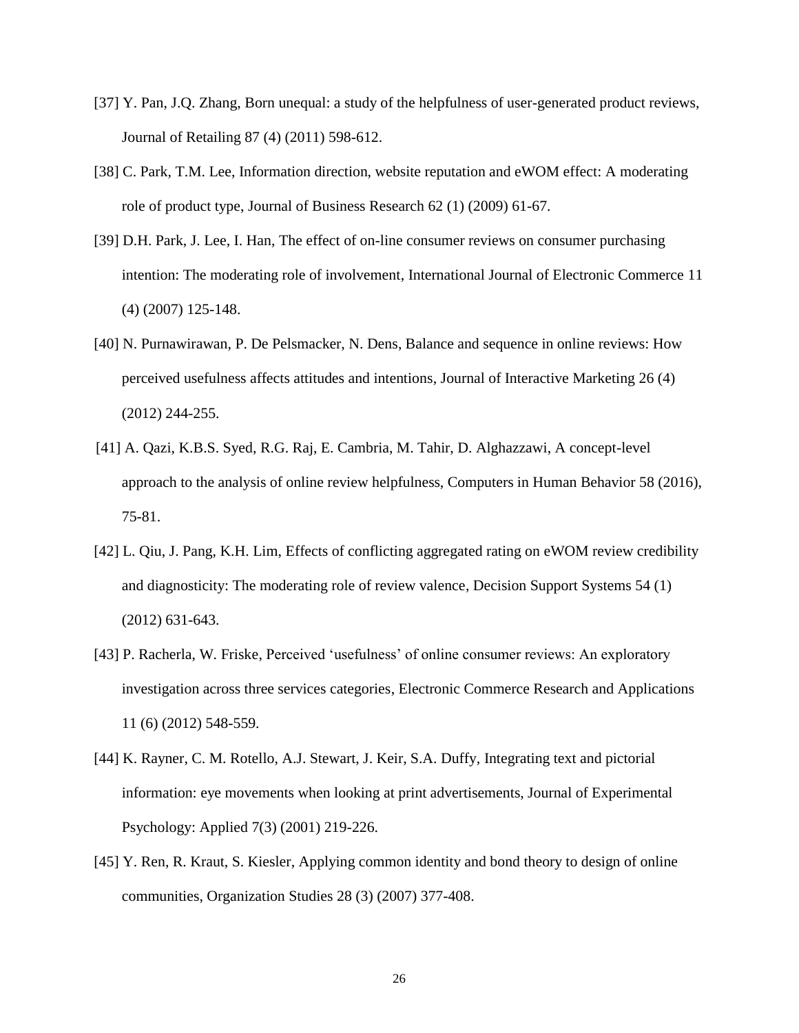[37] Y. Pan, J.Q. Zhang, Born unequal: a study of the helpfulness of user-generated product reviews, Journal of Retailing 87 (4) (2011) 598-612.

[38] C. Park, T.M. Lee, Information direction, website reputation and eWOM effect: A moderating role of product type, Journal of Business Research 62 (1) (2009) 61-67.

[39] D.H. Park, J. Lee, I. Han, The effect of on-line consumer reviews on consumer purchasing intention: The moderating role of involvement, International Journal of Electronic Commerce 11 (4) (2007) 125-148.

[40] N. Purnawirawan, P. De Pelsmacker, N. Dens, Balance and sequence in online reviews: How perceived usefulness affects attitudes and intentions, Journal of Interactive Marketing 26 (4) (2012) 244-255.

[41] A. Qazi, K.B.S. Syed, R.G. Raj, E. Cambria, M. Tahir, D. Alghazzawi, A concept-level approach to the analysis of online review helpfulness, Computers in Human Behavior 58 (2016), 75-81.

[42] L. Qiu, J. Pang, K.H. Lim, Effects of conflicting aggregated rating on eWOM review credibility and diagnosticity: The moderating role of review valence, Decision Support Systems 54 (1) (2012) 631-643.

[43] P. Racherla, W. Friske, Perceived 'usefulness' of online consumer reviews: An exploratory investigation across three services categories, Electronic Commerce Research and Applications 11 (6) (2012) 548-559.

[44] K. Rayner, C. M. Rotello, A.J. Stewart, J. Keir, S.A. Duffy, Integrating text and pictorial information: eye movements when looking at print advertisements, Journal of Experimental Psychology: Applied 7(3) (2001) 219-226.

[45] Y. Ren, R. Kraut, S. Kiesler, Applying common identity and bond theory to design of online communities, Organization Studies 28 (3) (2007) 377-408.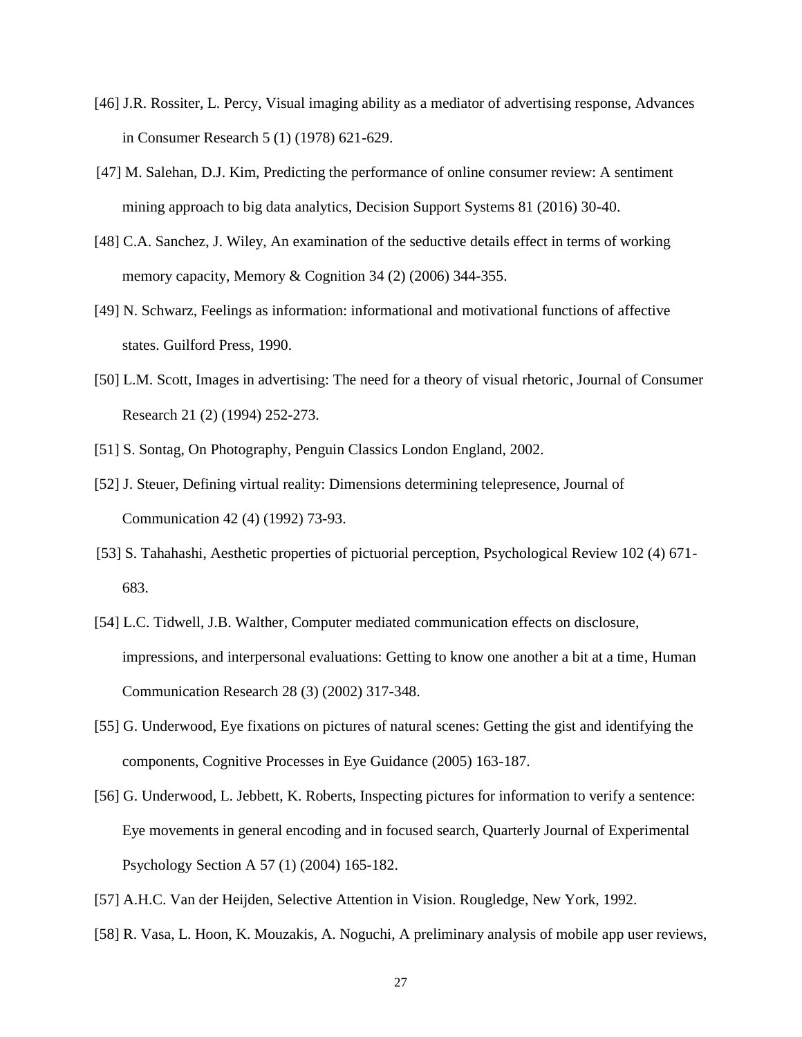[46] J.R. Rossiter, L. Percy, Visual imaging ability as a mediator of advertising response, Advances in Consumer Research 5 (1) (1978) 621-629.

[47] M. Salehan, D.J. Kim, Predicting the performance of online consumer review: A sentiment mining approach to big data analytics, Decision Support Systems 81 (2016) 30-40.

[48] C.A. Sanchez, J. Wiley, An examination of the seductive details effect in terms of working memory capacity, Memory & Cognition 34 (2) (2006) 344-355.

[49] N. Schwarz, Feelings as information: informational and motivational functions of affective states. Guilford Press, 1990.

[50] L.M. Scott, Images in advertising: The need for a theory of visual rhetoric, Journal of Consumer Research 21 (2) (1994) 252-273.

[51] S. Sontag, On Photography, Penguin Classics London England, 2002.

[52] J. Steuer, Defining virtual reality: Dimensions determining telepresence, Journal of Communication 42 (4) (1992) 73-93.

[53] S. Tahahashi, Aesthetic properties of pictuorial perception, Psychological Review 102 (4) 671-683.

[54] L.C. Tidwell, J.B. Walther, Computer mediated communication effects on disclosure, impressions, and interpersonal evaluations: Getting to know one another a bit at a time, Human Communication Research 28 (3) (2002) 317-348.

[55] G. Underwood, Eye fixations on pictures of natural scenes: Getting the gist and identifying the components, Cognitive Processes in Eye Guidance (2005) 163-187.

[56] G. Underwood, L. Jebbett, K. Roberts, Inspecting pictures for information to verify a sentence: Eye movements in general encoding and in focused search, Quarterly Journal of Experimental Psychology Section A 57 (1) (2004) 165-182.

[57] A.H.C. Van der Heijden, Selective Attention in Vision. Rougledge, New York, 1992.

[58] R. Vasa, L. Hoon, K. Mouzakis, A. Noguchi, A preliminary analysis of mobile app user reviews,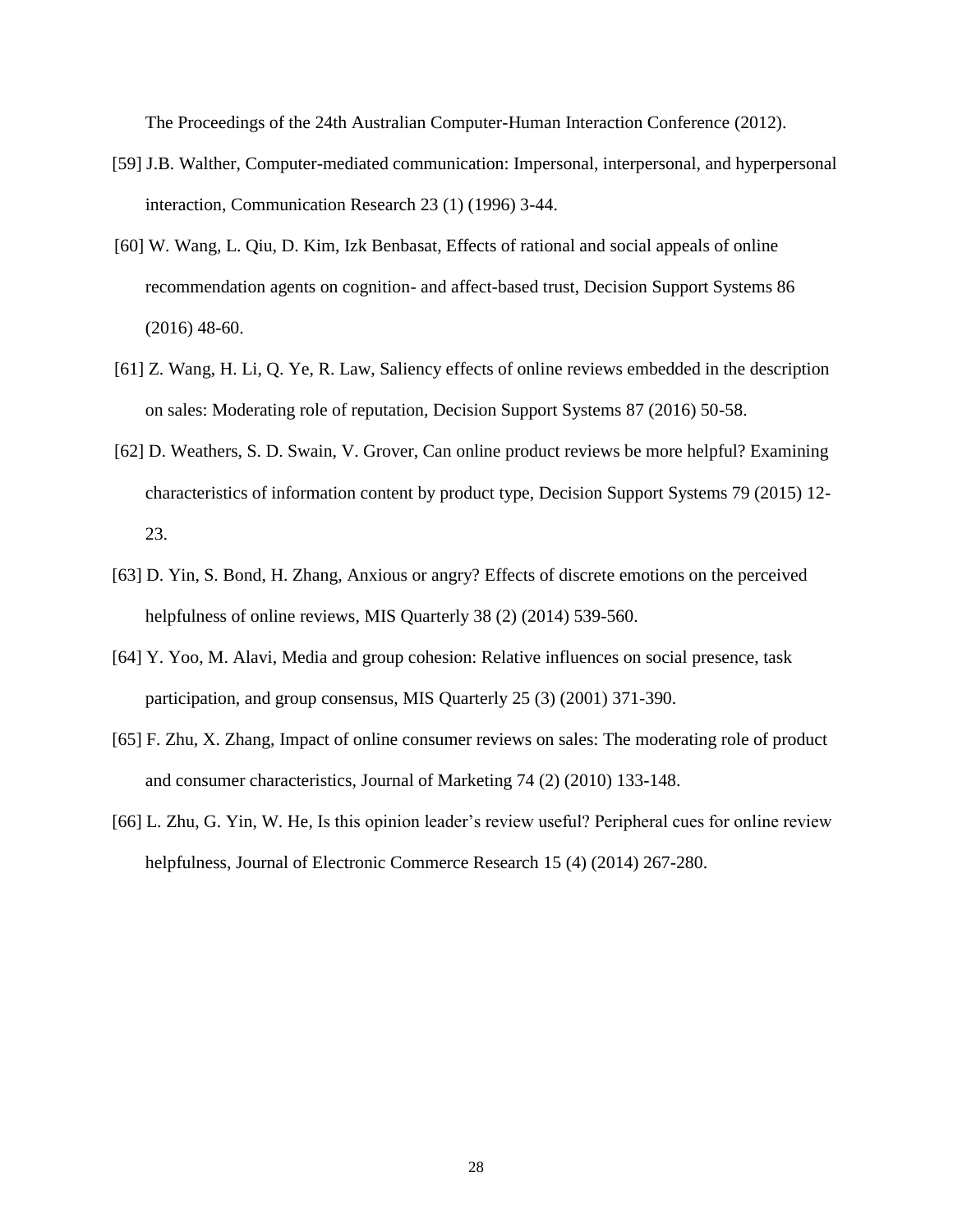The Proceedings of the 24th Australian Computer-Human Interaction Conference (2012).

[59] J.B. Walther, Computer-mediated communication: Impersonal, interpersonal, and hyperpersonal interaction, Communication Research 23 (1) (1996) 3-44.

[60] W. Wang, L. Qiu, D. Kim, Izk Benbasat, Effects of rational and social appeals of online recommendation agents on cognition- and affect-based trust, Decision Support Systems 86 (2016) 48-60.

[61] Z. Wang, H. Li, Q. Ye, R. Law, Saliency effects of online reviews embedded in the description on sales: Moderating role of reputation, Decision Support Systems 87 (2016) 50-58.

[62] D. Weathers, S. D. Swain, V. Grover, Can online product reviews be more helpful? Examining characteristics of information content by product type, Decision Support Systems 79 (2015) 12-23.

[63] D. Yin, S. Bond, H. Zhang, Anxious or angry? Effects of discrete emotions on the perceived helpfulness of online reviews, MIS Quarterly 38 (2) (2014) 539-560.

[64] Y. Yoo, M. Alavi, Media and group cohesion: Relative influences on social presence, task participation, and group consensus, MIS Quarterly 25 (3) (2001) 371-390.

[65] F. Zhu, X. Zhang, Impact of online consumer reviews on sales: The moderating role of product and consumer characteristics, Journal of Marketing 74 (2) (2010) 133-148.

[66] L. Zhu, G. Yin, W. He, Is this opinion leader's review useful? Peripheral cues for online review helpfulness, Journal of Electronic Commerce Research 15 (4) (2014) 267-280.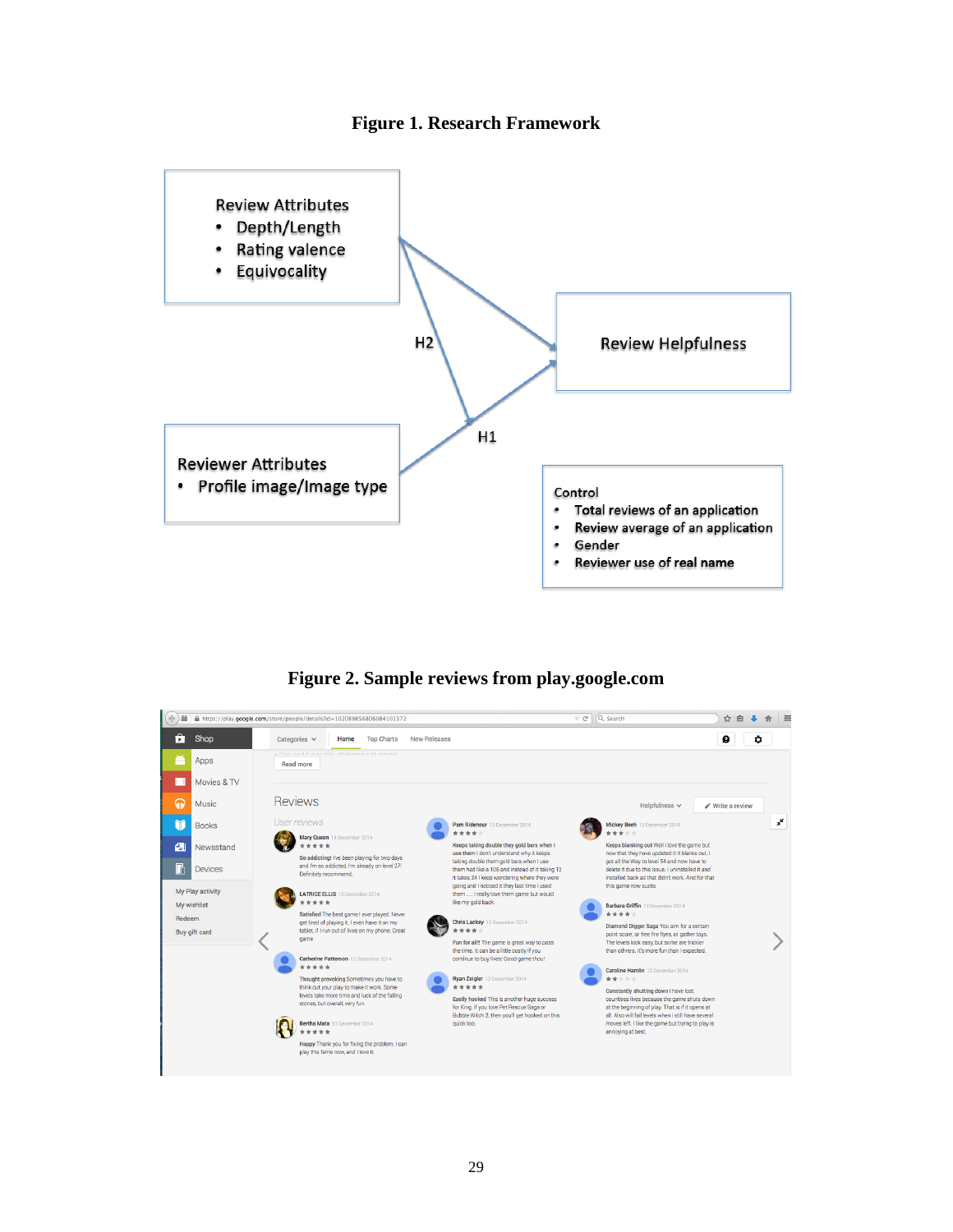**Figure 1. Research Framework**

Review Attributes
- Depth/Length
- Rating valence
- Equivocality

Review Helpfulness

H2

H1

Reviewer Attributes
- Profile image/Image type

Control
- Total reviews of an application
- Review average of an application
- Gender
- Reviewer use of real name

**Figure 2. Sample reviews from play.google.com**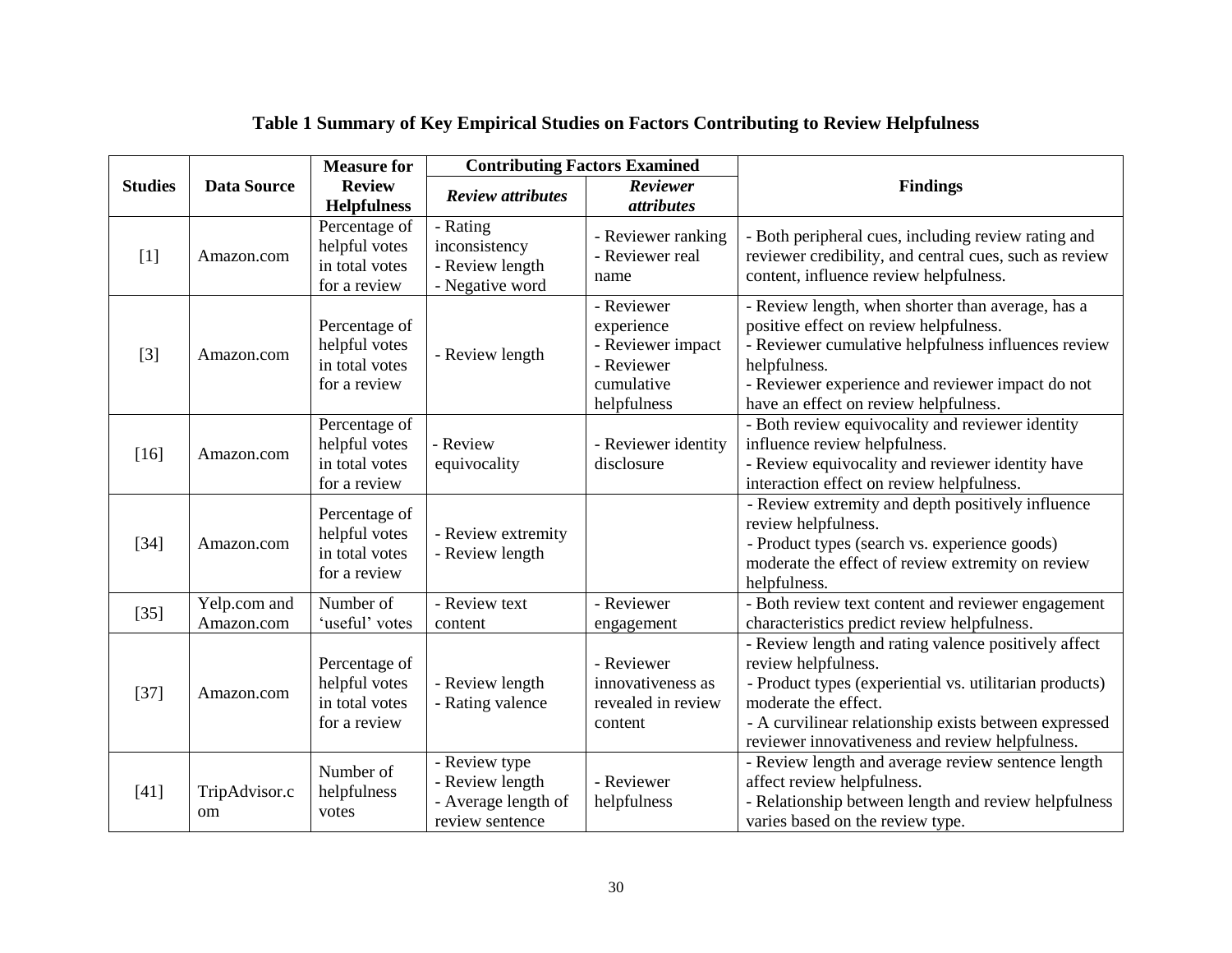**Table 1 Summary of Key Empirical Studies on Factors Contributing to Review Helpfulness**

| Studies | Data Source | Measure for Review Helpfulness | Contributing Factors Examined | | Findings |
|---|---|---|---|---|---|
| | | | *Review attributes* | *Reviewer attributes* | |
| [1] | Amazon.com | Percentage of helpful votes in total votes for a review | - Rating inconsistency<br>- Review length<br>- Negative word | - Reviewer ranking<br>- Reviewer real name | - Both peripheral cues, including review rating and reviewer credibility, and central cues, such as review content, influence review helpfulness. |
| [3] | Amazon.com | Percentage of helpful votes in total votes for a review | - Review length | - Reviewer experience<br>- Reviewer impact<br>- Reviewer cumulative helpfulness | - Review length, when shorter than average, has a positive effect on review helpfulness.<br>- Reviewer cumulative helpfulness influences review helpfulness.<br>- Reviewer experience and reviewer impact do not have an effect on review helpfulness. |
| [16] | Amazon.com | Percentage of helpful votes in total votes for a review | - Review equivocality | - Reviewer identity disclosure | - Both review equivocality and reviewer identity influence review helpfulness.<br>- Review equivocality and reviewer identity have interaction effect on review helpfulness. |
| [34] | Amazon.com | Percentage of helpful votes in total votes for a review | - Review extremity<br>- Review length | | - Review extremity and depth positively influence review helpfulness.<br>- Product types (search vs. experience goods) moderate the effect of review extremity on review helpfulness. |
| [35] | Yelp.com and Amazon.com | Number of 'useful' votes | - Review text content | - Reviewer engagement | - Both review text content and reviewer engagement characteristics predict review helpfulness. |
| [37] | Amazon.com | Percentage of helpful votes in total votes for a review | - Review length<br>- Rating valence | - Reviewer innovativeness as revealed in review content | - Review length and rating valence positively affect review helpfulness.<br>- Product types (experiential vs. utilitarian products) moderate the effect.<br>- A curvilinear relationship exists between expressed reviewer innovativeness and review helpfulness. |
| [41] | TripAdvisor.com | Number of helpfulness votes | - Review type<br>- Review length<br>- Average length of review sentence | - Reviewer helpfulness | - Review length and average review sentence length affect review helpfulness.<br>- Relationship between length and review helpfulness varies based on the review type. |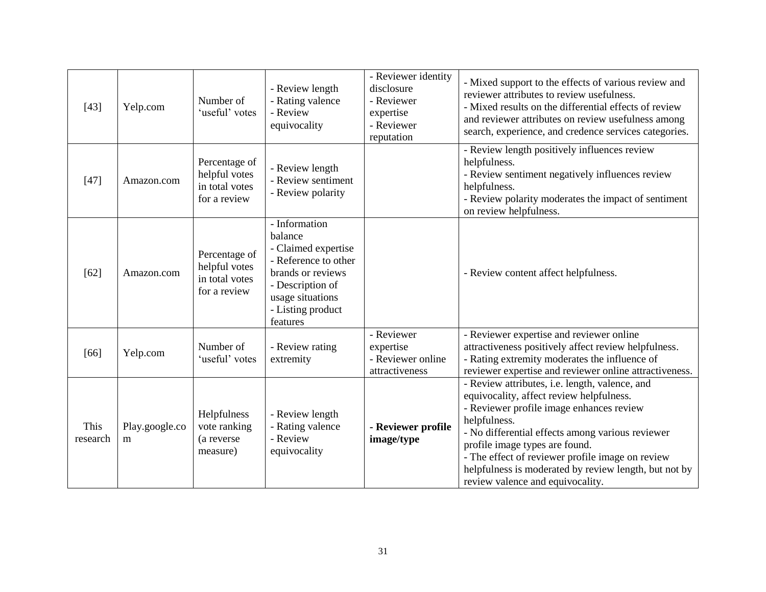| [43] | Yelp.com | Number of 'useful' votes | - Review length<br>- Rating valence<br>- Review equivocality | - Reviewer identity disclosure<br>- Reviewer expertise<br>- Reviewer reputation | - Mixed support to the effects of various review and reviewer attributes to review usefulness.<br>- Mixed results on the differential effects of review and reviewer attributes on review usefulness among search, experience, and credence services categories. |
|---|---|---|---|---|---|
| [47] | Amazon.com | Percentage of helpful votes in total votes for a review | - Review length<br>- Review sentiment<br>- Review polarity | | - Review length positively influences review helpfulness.<br>- Review sentiment negatively influences review helpfulness.<br>- Review polarity moderates the impact of sentiment on review helpfulness. |
| [62] | Amazon.com | Percentage of helpful votes in total votes for a review | - Information balance<br>- Claimed expertise<br>- Reference to other brands or reviews<br>- Description of usage situations<br>- Listing product features | | - Review content affect helpfulness. |
| [66] | Yelp.com | Number of 'useful' votes | - Review rating extremity | - Reviewer expertise<br>- Reviewer online attractiveness | - Reviewer expertise and reviewer online attractiveness positively affect review helpfulness.<br>- Rating extremity moderates the influence of reviewer expertise and reviewer online attractiveness. |
| This research | Play.google.com | Helpfulness vote ranking (a reverse measure) | - Review length<br>- Rating valence<br>- Review equivocality | **- Reviewer profile image/type** | - Review attributes, i.e. length, valence, and equivocality, affect review helpfulness.<br>- Reviewer profile image enhances review helpfulness.<br>- No differential effects among various reviewer profile image types are found.<br>- The effect of reviewer profile image on review helpfulness is moderated by review length, but not by review valence and equivocality. |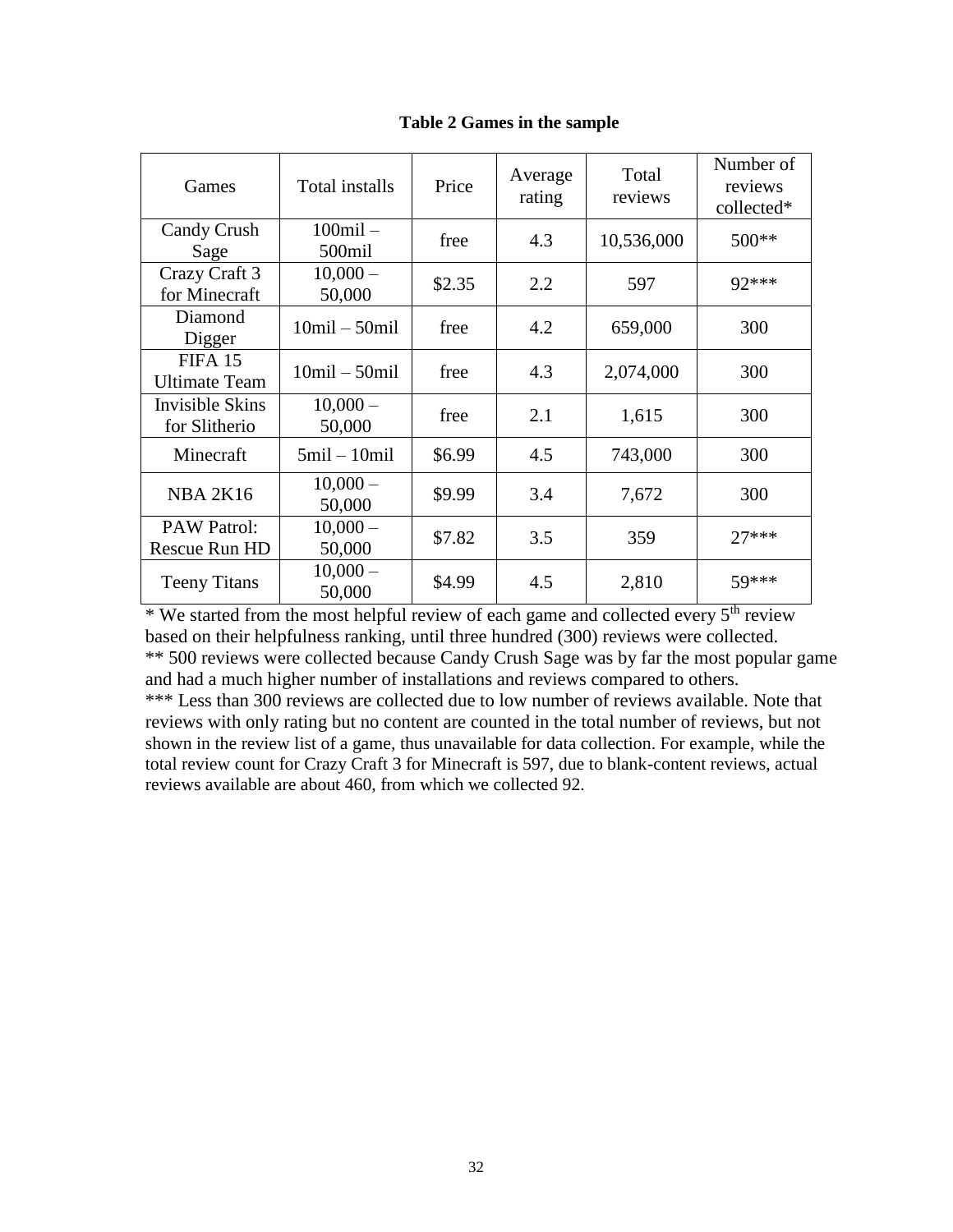**Table 2 Games in the sample**

| Games | Total installs | Price | Average rating | Total reviews | Number of reviews collected* |
|---|---|---|---|---|---|
| Candy Crush Sage | 100mil – 500mil | free | 4.3 | 10,536,000 | 500** |
| Crazy Craft 3 for Minecraft | 10,000 – 50,000 | $2.35 | 2.2 | 597 | 92*** |
| Diamond Digger | 10mil – 50mil | free | 4.2 | 659,000 | 300 |
| FIFA 15 Ultimate Team | 10mil – 50mil | free | 4.3 | 2,074,000 | 300 |
| Invisible Skins for Slitherio | 10,000 – 50,000 | free | 2.1 | 1,615 | 300 |
| Minecraft | 5mil – 10mil | $6.99 | 4.5 | 743,000 | 300 |
| NBA 2K16 | 10,000 – 50,000 | $9.99 | 3.4 | 7,672 | 300 |
| PAW Patrol: Rescue Run HD | 10,000 – 50,000 | $7.82 | 3.5 | 359 | 27*** |
| Teeny Titans | 10,000 – 50,000 | $4.99 | 4.5 | 2,810 | 59*** |

* We started from the most helpful review of each game and collected every 5th review based on their helpfulness ranking, until three hundred (300) reviews were collected.
** 500 reviews were collected because Candy Crush Sage was by far the most popular game and had a much higher number of installations and reviews compared to others.
*** Less than 300 reviews are collected due to low number of reviews available. Note that reviews with only rating but no content are counted in the total number of reviews, but not shown in the review list of a game, thus unavailable for data collection. For example, while the total review count for Crazy Craft 3 for Minecraft is 597, due to blank-content reviews, actual reviews available are about 460, from which we collected 92.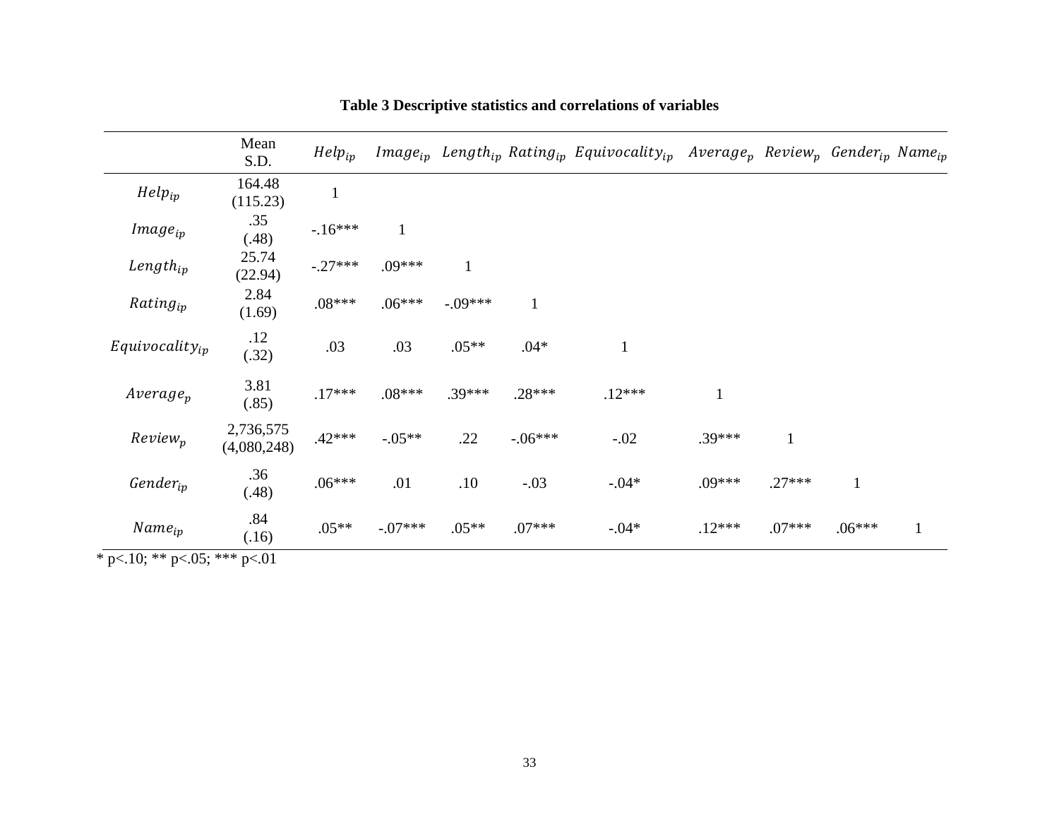**Table 3 Descriptive statistics and correlations of variables**

| | Mean S.D. | $Help_{ip}$ | $Image_{ip}$ | $Length_{ip}$ | $Rating_{ip}$ | $Equivocality_{ip}$ | $Average_{p}$ | $Review_{p}$ | $Gender_{ip}$ | $Name_{ip}$ |
|---|---|---|---|---|---|---|---|---|---|---|
| $Help_{ip}$ | 164.48 (115.23) | 1 | | | | | | | | |
| $Image_{ip}$ | .35 (.48) | -.16*** | 1 | | | | | | | |
| $Length_{ip}$ | 25.74 (22.94) | -.27*** | .09*** | 1 | | | | | | |
| $Rating_{ip}$ | 2.84 (1.69) | .08*** | .06*** | -.09*** | 1 | | | | | |
| $Equivocality_{ip}$ | .12 (.32) | .03 | .03 | .05** | .04* | 1 | | | | |
| $Average_{p}$ | 3.81 (.85) | .17*** | .08*** | .39*** | .28*** | .12*** | 1 | | | |
| $Review_{p}$ | 2,736,575 (4,080,248) | .42*** | -.05** | .22 | -.06*** | -.02 | .39*** | 1 | | |
| $Gender_{ip}$ | .36 (.48) | .06*** | .01 | .10 | -.03 | -.04* | .09*** | .27*** | 1 | |
| $Name_{ip}$ | .84 (.16) | .05** | -.07*** | .05** | .07*** | -.04* | .12*** | .07*** | .06*** | 1 |

* p<.10; ** p<.05; *** p<.01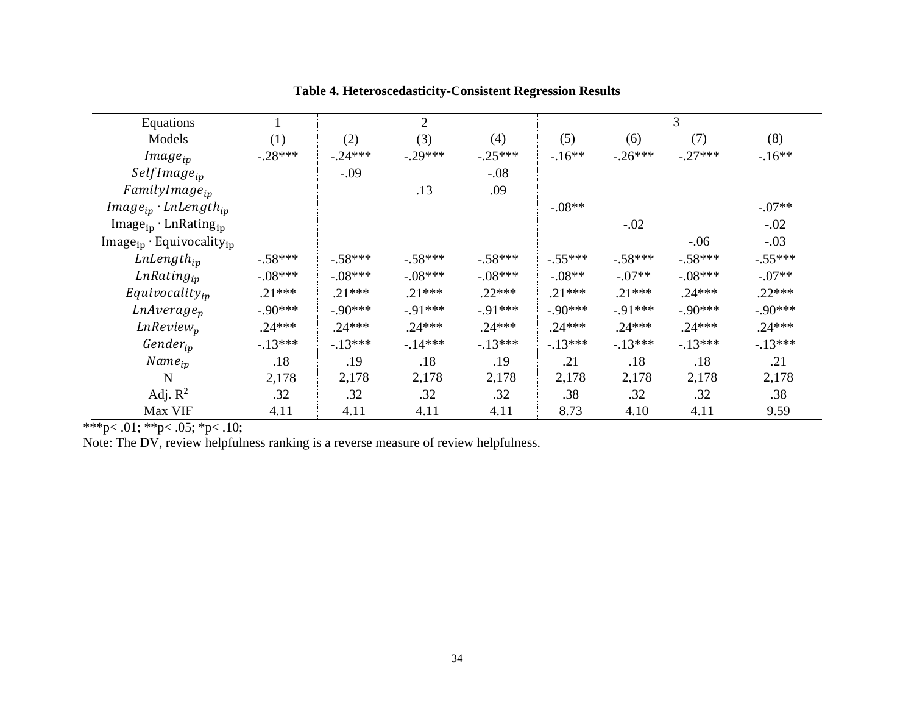**Table 4. Heteroscedasticity-Consistent Regression Results**

| Equations | 1 | | 2 | | | | 3 | |
|---|---|---|---|---|---|---|---|---|
| Models | (1) | (2) | (3) | (4) | (5) | (6) | (7) | (8) |
| $Image_{ip}$ | -.28*** | -.24*** | -.29*** | -.25*** | -.16** | -.26*** | -.27*** | -.16** |
| $SelfImage_{ip}$ | | -.09 | | -.08 | | | | |
| $FamilyImage_{ip}$ | | | .13 | .09 | | | | |
| $Image_{ip} \cdot LnLength_{ip}$ | | | | | -.08** | | | -.07** |
| $\mathrm{Image_{ip}} \cdot \mathrm{LnRating_{ip}}$ | | | | | | -.02 | | -.02 |
| $\mathrm{Image_{ip}} \cdot \mathrm{Equivocality_{ip}}$ | | | | | | | -.06 | -.03 |
| $LnLength_{ip}$ | -.58*** | -.58*** | -.58*** | -.58*** | -.55*** | -.58*** | -.58*** | -.55*** |
| $LnRating_{ip}$ | -.08*** | -.08*** | -.08*** | -.08*** | -.08** | -.07** | -.08*** | -.07** |
| $Equivocality_{ip}$ | .21*** | .21*** | .21*** | .22*** | .21*** | .21*** | .24*** | .22*** |
| $LnAverage_{p}$ | -.90*** | -.90*** | -.91*** | -.91*** | -.90*** | -.91*** | -.90*** | -.90*** |
| $LnReview_{p}$ | .24*** | .24*** | .24*** | .24*** | .24*** | .24*** | .24*** | .24*** |
| $Gender_{ip}$ | -.13*** | -.13*** | -.14*** | -.13*** | -.13*** | -.13*** | -.13*** | -.13*** |
| $Name_{ip}$ | .18 | .19 | .18 | .19 | .21 | .18 | .18 | .21 |
| N | 2,178 | 2,178 | 2,178 | 2,178 | 2,178 | 2,178 | 2,178 | 2,178 |
| Adj. $R^2$ | .32 | .32 | .32 | .32 | .38 | .32 | .32 | .38 |
| Max VIF | 4.11 | 4.11 | 4.11 | 4.11 | 8.73 | 4.10 | 4.11 | 9.59 |

***p< .01; **p< .05; *p< .10;

Note: The DV, review helpfulness ranking is a reverse measure of review helpfulness.